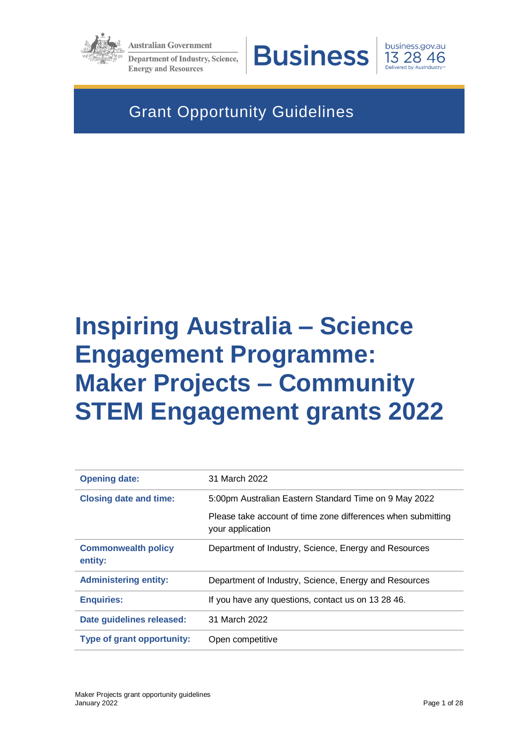Australian Government

Department of Industry, Science, Energy and Resources

Business

business.gov.au
13 28 46
Delivered by AusIndustry

Grant Opportunity Guidelines

# Inspiring Australia – Science Engagement Programme: Maker Projects – Community STEM Engagement grants 2022

| | |
|---|---|
| **Opening date:** | 31 March 2022 |
| **Closing date and time:** | 5:00pm Australian Eastern Standard Time on 9 May 2022<br><br>Please take account of time zone differences when submitting your application |
| **Commonwealth policy entity:** | Department of Industry, Science, Energy and Resources |
| **Administering entity:** | Department of Industry, Science, Energy and Resources |
| **Enquiries:** | If you have any questions, contact us on 13 28 46. |
| **Date guidelines released:** | 31 March 2022 |
| **Type of grant opportunity:** | Open competitive |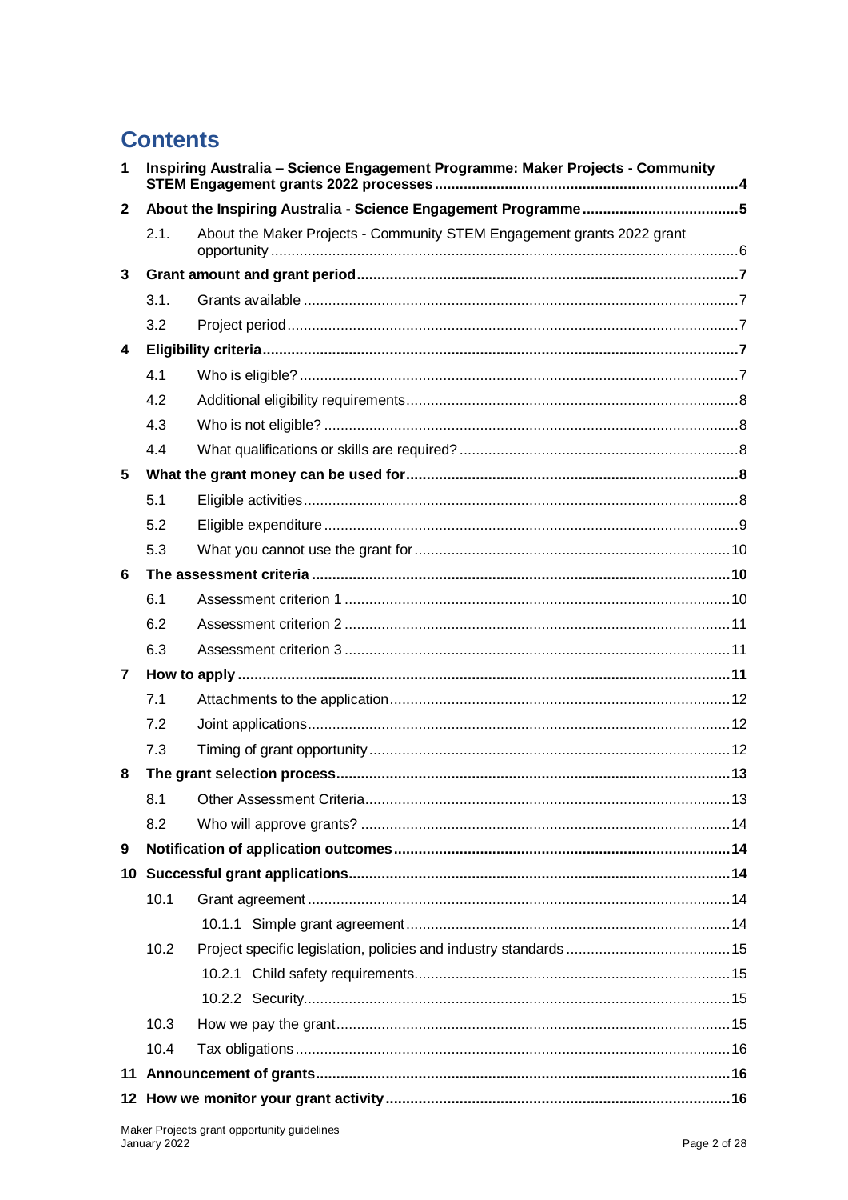# Contents

1 Inspiring Australia – Science Engagement Programme: Maker Projects - Community STEM Engagement grants 2022 processes .......... 4

2 About the Inspiring Australia - Science Engagement Programme .......... 5

- 2.1. About the Maker Projects - Community STEM Engagement grants 2022 grant opportunity .......... 6

3 Grant amount and grant period .......... 7

- 3.1. Grants available .......... 7
- 3.2 Project period .......... 7

4 Eligibility criteria .......... 7

- 4.1 Who is eligible? .......... 7
- 4.2 Additional eligibility requirements .......... 8
- 4.3 Who is not eligible? .......... 8
- 4.4 What qualifications or skills are required? .......... 8

5 What the grant money can be used for .......... 8

- 5.1 Eligible activities .......... 8
- 5.2 Eligible expenditure .......... 9
- 5.3 What you cannot use the grant for .......... 10

6 The assessment criteria .......... 10

- 6.1 Assessment criterion 1 .......... 10
- 6.2 Assessment criterion 2 .......... 11
- 6.3 Assessment criterion 3 .......... 11

7 How to apply .......... 11

- 7.1 Attachments to the application .......... 12
- 7.2 Joint applications .......... 12
- 7.3 Timing of grant opportunity .......... 12

8 The grant selection process .......... 13

- 8.1 Other Assessment Criteria .......... 13
- 8.2 Who will approve grants? .......... 14

9 Notification of application outcomes .......... 14

10 Successful grant applications .......... 14

- 10.1 Grant agreement .......... 14
  - 10.1.1 Simple grant agreement .......... 14
- 10.2 Project specific legislation, policies and industry standards .......... 15
  - 10.2.1 Child safety requirements .......... 15
  - 10.2.2 Security .......... 15
- 10.3 How we pay the grant .......... 15
- 10.4 Tax obligations .......... 16

11 Announcement of grants .......... 16

12 How we monitor your grant activity .......... 16

Maker Projects grant opportunity guidelines
January 2022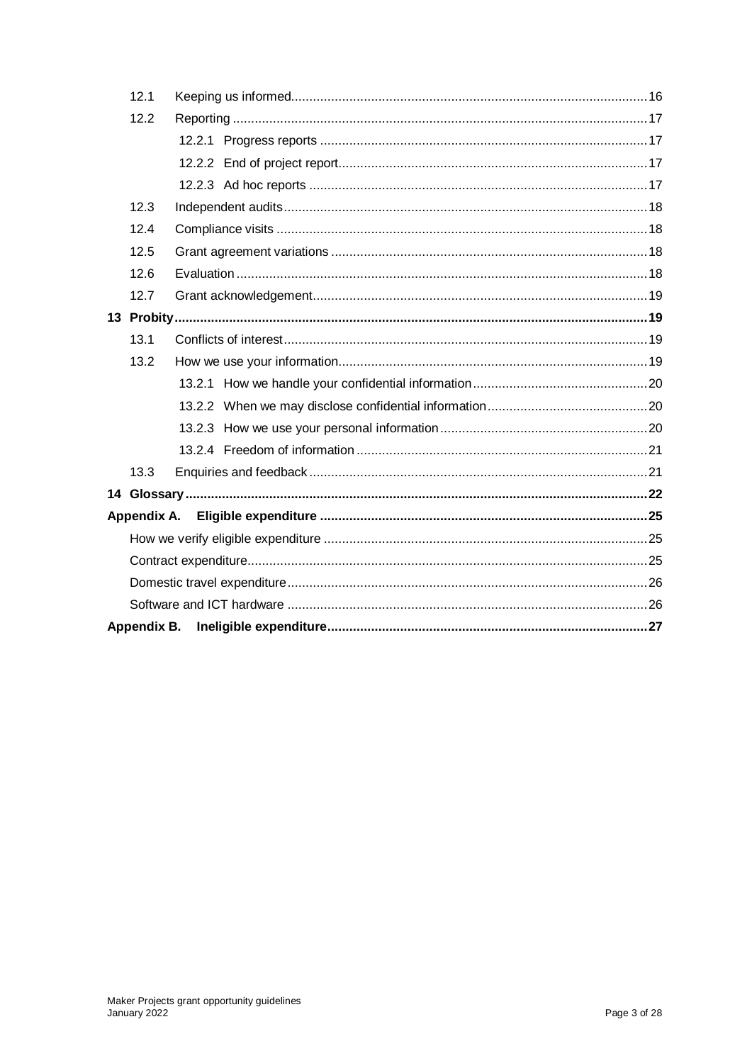| | | |
|---|---|---|
| 12.1 | Keeping us informed | 16 |
| 12.2 | Reporting | 17 |
| | 12.2.1 Progress reports | 17 |
| | 12.2.2 End of project report | 17 |
| | 12.2.3 Ad hoc reports | 17 |
| 12.3 | Independent audits | 18 |
| 12.4 | Compliance visits | 18 |
| 12.5 | Grant agreement variations | 18 |
| 12.6 | Evaluation | 18 |
| 12.7 | Grant acknowledgement | 19 |
| **13** | **Probity** | **19** |
| 13.1 | Conflicts of interest | 19 |
| 13.2 | How we use your information | 19 |
| | 13.2.1 How we handle your confidential information | 20 |
| | 13.2.2 When we may disclose confidential information | 20 |
| | 13.2.3 How we use your personal information | 20 |
| | 13.2.4 Freedom of information | 21 |
| 13.3 | Enquiries and feedback | 21 |
| **14** | **Glossary** | **22** |
| **Appendix A.** | **Eligible expenditure** | **25** |
| | How we verify eligible expenditure | 25 |
| | Contract expenditure | 25 |
| | Domestic travel expenditure | 26 |
| | Software and ICT hardware | 26 |
| **Appendix B.** | **Ineligible expenditure** | **27** |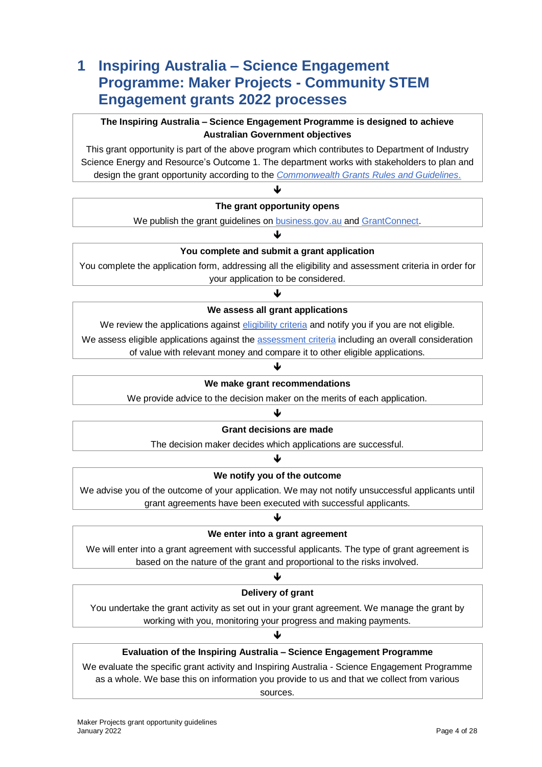# 1 Inspiring Australia – Science Engagement Programme: Maker Projects - Community STEM Engagement grants 2022 processes

**The Inspiring Australia – Science Engagement Programme is designed to achieve Australian Government objectives**

This grant opportunity is part of the above program which contributes to Department of Industry Science Energy and Resource's Outcome 1. The department works with stakeholders to plan and design the grant opportunity according to the *Commonwealth Grants Rules and Guidelines*.

↓

**The grant opportunity opens**

We publish the grant guidelines on business.gov.au and GrantConnect.

↓

**You complete and submit a grant application**

You complete the application form, addressing all the eligibility and assessment criteria in order for your application to be considered.

↓

**We assess all grant applications**

We review the applications against eligibility criteria and notify you if you are not eligible.

We assess eligible applications against the assessment criteria including an overall consideration of value with relevant money and compare it to other eligible applications.

↓

**We make grant recommendations**

We provide advice to the decision maker on the merits of each application.

↓

**Grant decisions are made**

The decision maker decides which applications are successful.

↓

**We notify you of the outcome**

We advise you of the outcome of your application. We may not notify unsuccessful applicants until grant agreements have been executed with successful applicants.

↓

**We enter into a grant agreement**

We will enter into a grant agreement with successful applicants. The type of grant agreement is based on the nature of the grant and proportional to the risks involved.

↓

**Delivery of grant**

You undertake the grant activity as set out in your grant agreement. We manage the grant by working with you, monitoring your progress and making payments.

↓

**Evaluation of the Inspiring Australia – Science Engagement Programme**

We evaluate the specific grant activity and Inspiring Australia - Science Engagement Programme as a whole. We base this on information you provide to us and that we collect from various sources.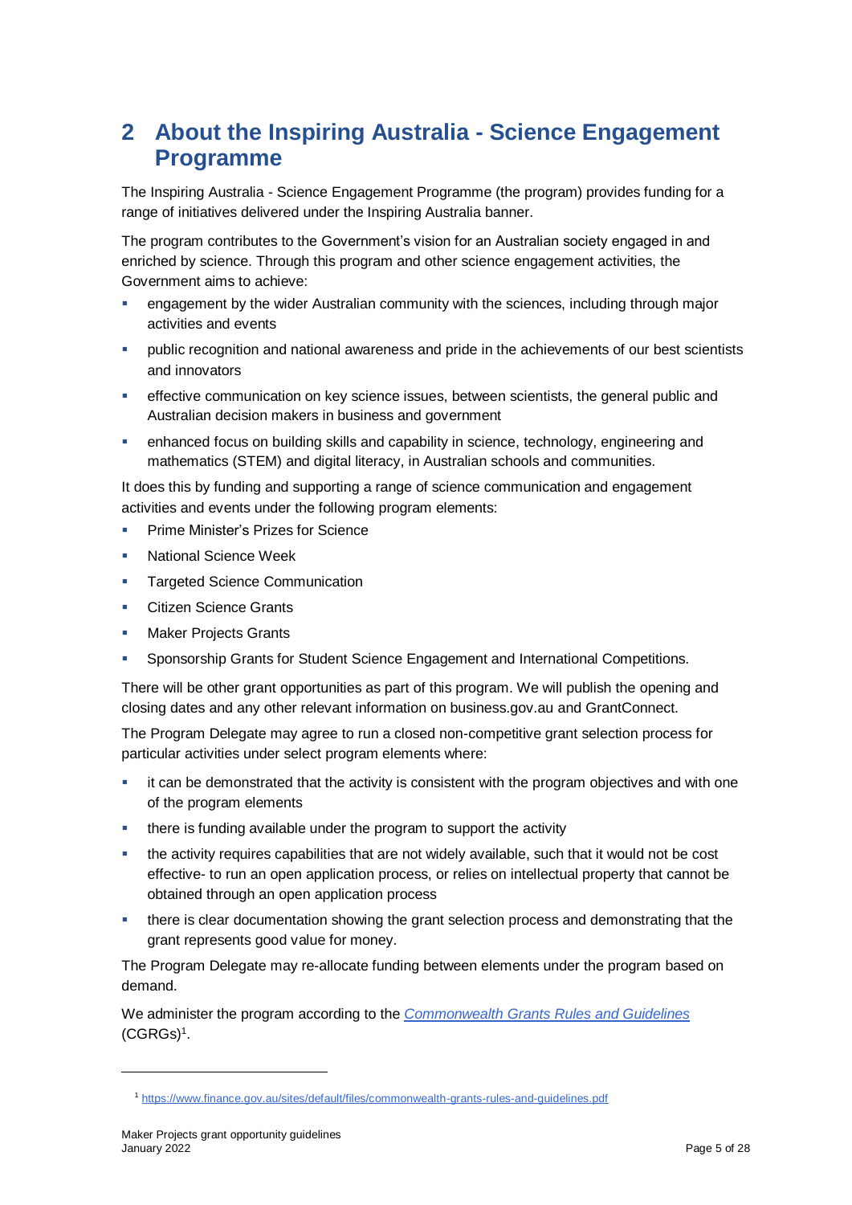# 2 About the Inspiring Australia - Science Engagement Programme

The Inspiring Australia - Science Engagement Programme (the program) provides funding for a range of initiatives delivered under the Inspiring Australia banner.

The program contributes to the Government's vision for an Australian society engaged in and enriched by science. Through this program and other science engagement activities, the Government aims to achieve:

- engagement by the wider Australian community with the sciences, including through major activities and events
- public recognition and national awareness and pride in the achievements of our best scientists and innovators
- effective communication on key science issues, between scientists, the general public and Australian decision makers in business and government
- enhanced focus on building skills and capability in science, technology, engineering and mathematics (STEM) and digital literacy, in Australian schools and communities.

It does this by funding and supporting a range of science communication and engagement activities and events under the following program elements:

- Prime Minister's Prizes for Science
- National Science Week
- Targeted Science Communication
- Citizen Science Grants
- Maker Projects Grants
- Sponsorship Grants for Student Science Engagement and International Competitions.

There will be other grant opportunities as part of this program. We will publish the opening and closing dates and any other relevant information on business.gov.au and GrantConnect.

The Program Delegate may agree to run a closed non-competitive grant selection process for particular activities under select program elements where:

- it can be demonstrated that the activity is consistent with the program objectives and with one of the program elements
- there is funding available under the program to support the activity
- the activity requires capabilities that are not widely available, such that it would not be cost effective- to run an open application process, or relies on intellectual property that cannot be obtained through an open application process
- there is clear documentation showing the grant selection process and demonstrating that the grant represents good value for money.

The Program Delegate may re-allocate funding between elements under the program based on demand.

We administer the program according to the [Commonwealth Grants Rules and Guidelines](https://www.finance.gov.au/sites/default/files/commonwealth-grants-rules-and-guidelines.pdf) (CGRGs)[1].

[1] https://www.finance.gov.au/sites/default/files/commonwealth-grants-rules-and-guidelines.pdf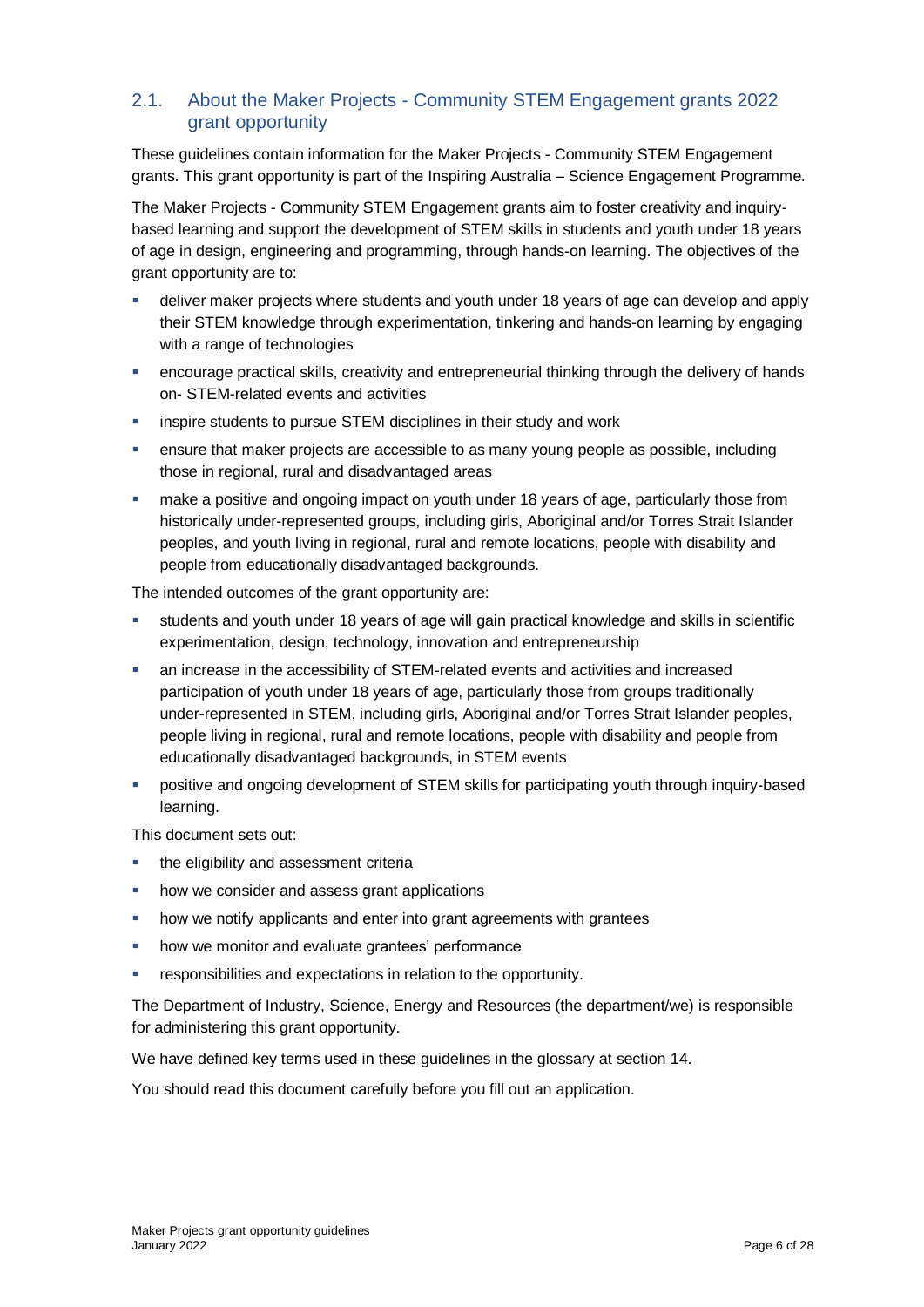## 2.1. About the Maker Projects - Community STEM Engagement grants 2022 grant opportunity

These guidelines contain information for the Maker Projects - Community STEM Engagement grants. This grant opportunity is part of the Inspiring Australia – Science Engagement Programme.

The Maker Projects - Community STEM Engagement grants aim to foster creativity and inquiry-based learning and support the development of STEM skills in students and youth under 18 years of age in design, engineering and programming, through hands-on learning. The objectives of the grant opportunity are to:

- deliver maker projects where students and youth under 18 years of age can develop and apply their STEM knowledge through experimentation, tinkering and hands-on learning by engaging with a range of technologies
- encourage practical skills, creativity and entrepreneurial thinking through the delivery of hands on- STEM-related events and activities
- inspire students to pursue STEM disciplines in their study and work
- ensure that maker projects are accessible to as many young people as possible, including those in regional, rural and disadvantaged areas
- make a positive and ongoing impact on youth under 18 years of age, particularly those from historically under-represented groups, including girls, Aboriginal and/or Torres Strait Islander peoples, and youth living in regional, rural and remote locations, people with disability and people from educationally disadvantaged backgrounds.

The intended outcomes of the grant opportunity are:

- students and youth under 18 years of age will gain practical knowledge and skills in scientific experimentation, design, technology, innovation and entrepreneurship
- an increase in the accessibility of STEM-related events and activities and increased participation of youth under 18 years of age, particularly those from groups traditionally under-represented in STEM, including girls, Aboriginal and/or Torres Strait Islander peoples, people living in regional, rural and remote locations, people with disability and people from educationally disadvantaged backgrounds, in STEM events
- positive and ongoing development of STEM skills for participating youth through inquiry-based learning.

This document sets out:

- the eligibility and assessment criteria
- how we consider and assess grant applications
- how we notify applicants and enter into grant agreements with grantees
- how we monitor and evaluate grantees' performance
- responsibilities and expectations in relation to the opportunity.

The Department of Industry, Science, Energy and Resources (the department/we) is responsible for administering this grant opportunity.

We have defined key terms used in these guidelines in the glossary at section 14.

You should read this document carefully before you fill out an application.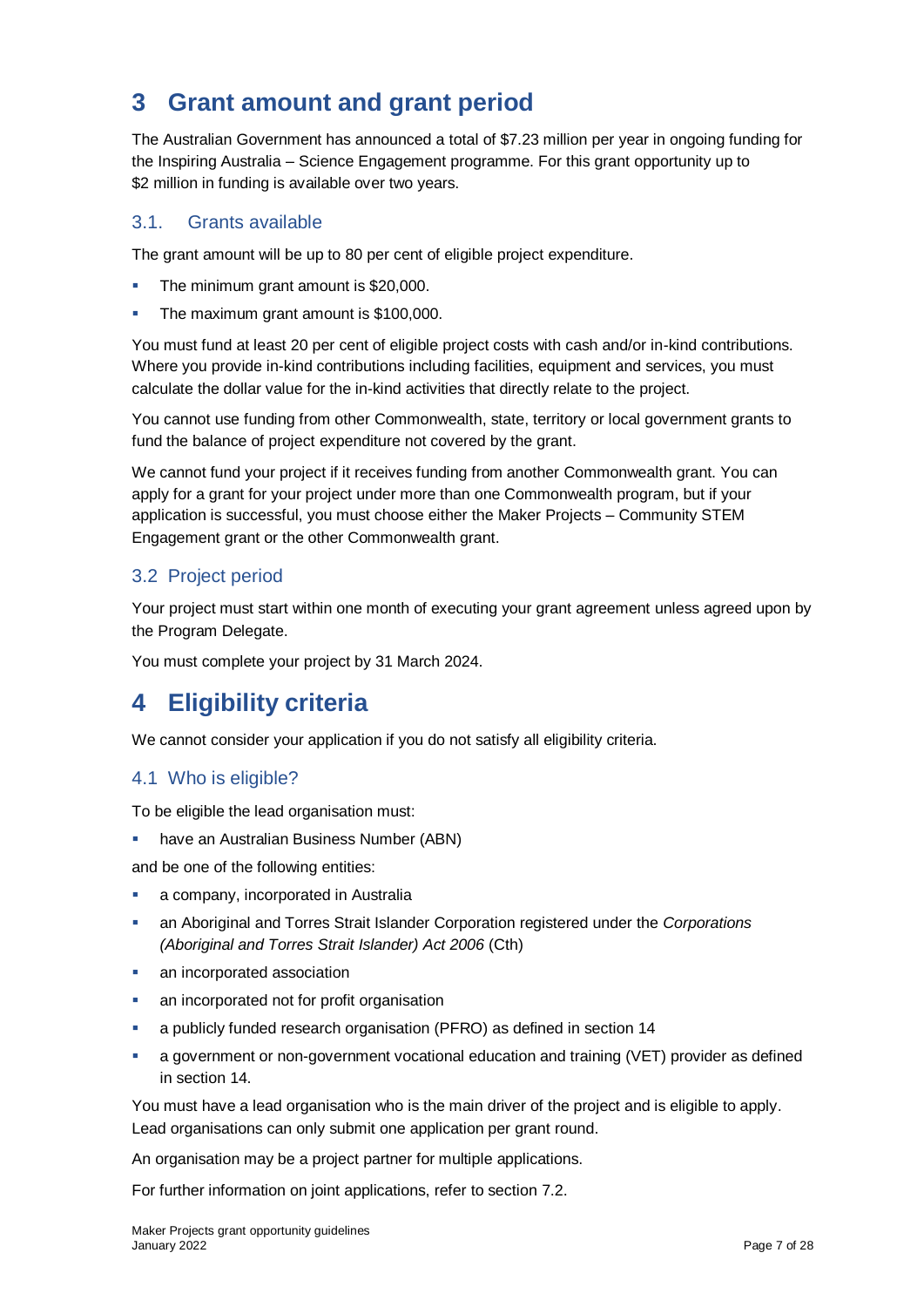# 3 Grant amount and grant period

The Australian Government has announced a total of $7.23 million per year in ongoing funding for the Inspiring Australia – Science Engagement programme. For this grant opportunity up to $2 million in funding is available over two years.

## 3.1. Grants available

The grant amount will be up to 80 per cent of eligible project expenditure.

- The minimum grant amount is $20,000.
- The maximum grant amount is $100,000.

You must fund at least 20 per cent of eligible project costs with cash and/or in-kind contributions. Where you provide in-kind contributions including facilities, equipment and services, you must calculate the dollar value for the in-kind activities that directly relate to the project.

You cannot use funding from other Commonwealth, state, territory or local government grants to fund the balance of project expenditure not covered by the grant.

We cannot fund your project if it receives funding from another Commonwealth grant. You can apply for a grant for your project under more than one Commonwealth program, but if your application is successful, you must choose either the Maker Projects – Community STEM Engagement grant or the other Commonwealth grant.

## 3.2 Project period

Your project must start within one month of executing your grant agreement unless agreed upon by the Program Delegate.

You must complete your project by 31 March 2024.

# 4 Eligibility criteria

We cannot consider your application if you do not satisfy all eligibility criteria.

## 4.1 Who is eligible?

To be eligible the lead organisation must:

- have an Australian Business Number (ABN)

and be one of the following entities:

- a company, incorporated in Australia
- an Aboriginal and Torres Strait Islander Corporation registered under the *Corporations (Aboriginal and Torres Strait Islander) Act 2006* (Cth)
- an incorporated association
- an incorporated not for profit organisation
- a publicly funded research organisation (PFRO) as defined in section 14
- a government or non-government vocational education and training (VET) provider as defined in section 14.

You must have a lead organisation who is the main driver of the project and is eligible to apply. Lead organisations can only submit one application per grant round.

An organisation may be a project partner for multiple applications.

For further information on joint applications, refer to section 7.2.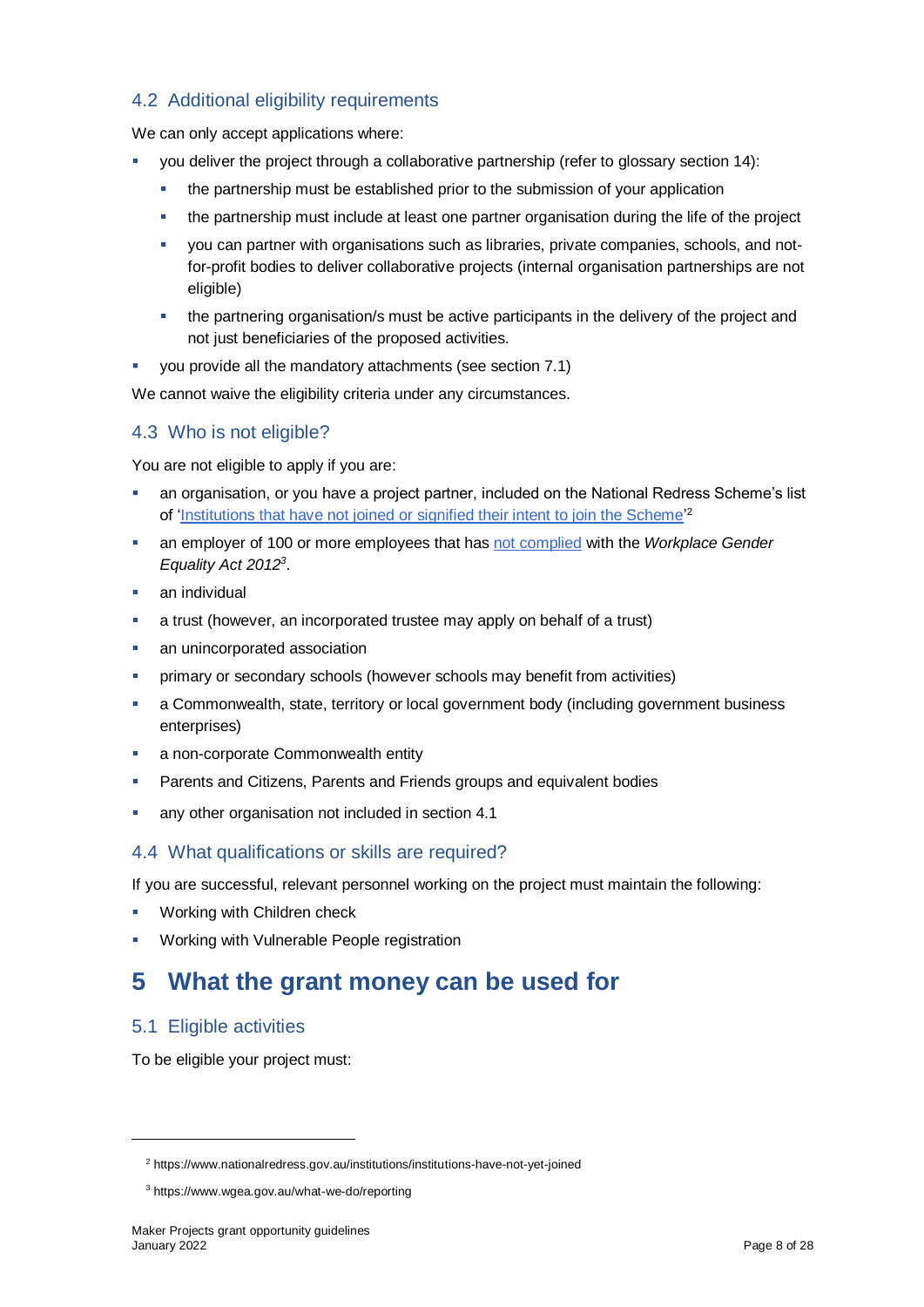### 4.2 Additional eligibility requirements

We can only accept applications where:

- you deliver the project through a collaborative partnership (refer to glossary section 14):
  - the partnership must be established prior to the submission of your application
  - the partnership must include at least one partner organisation during the life of the project
  - you can partner with organisations such as libraries, private companies, schools, and not-for-profit bodies to deliver collaborative projects (internal organisation partnerships are not eligible)
  - the partnering organisation/s must be active participants in the delivery of the project and not just beneficiaries of the proposed activities.
- you provide all the mandatory attachments (see section 7.1)

We cannot waive the eligibility criteria under any circumstances.

### 4.3 Who is not eligible?

You are not eligible to apply if you are:

- an organisation, or you have a project partner, included on the National Redress Scheme's list of '[Institutions that have not joined or signified their intent to join the Scheme](https://www.nationalredress.gov.au/institutions/institutions-have-not-yet-joined)'[2]
- an employer of 100 or more employees that has [not complied](https://www.wgea.gov.au/what-we-do/reporting) with the *Workplace Gender Equality Act 2012*[3].
- an individual
- a trust (however, an incorporated trustee may apply on behalf of a trust)
- an unincorporated association
- primary or secondary schools (however schools may benefit from activities)
- a Commonwealth, state, territory or local government body (including government business enterprises)
- a non-corporate Commonwealth entity
- Parents and Citizens, Parents and Friends groups and equivalent bodies
- any other organisation not included in section 4.1

### 4.4 What qualifications or skills are required?

If you are successful, relevant personnel working on the project must maintain the following:

- Working with Children check
- Working with Vulnerable People registration

## 5 What the grant money can be used for

### 5.1 Eligible activities

To be eligible your project must:

---

[2] https://www.nationalredress.gov.au/institutions/institutions-have-not-yet-joined

[3] https://www.wgea.gov.au/what-we-do/reporting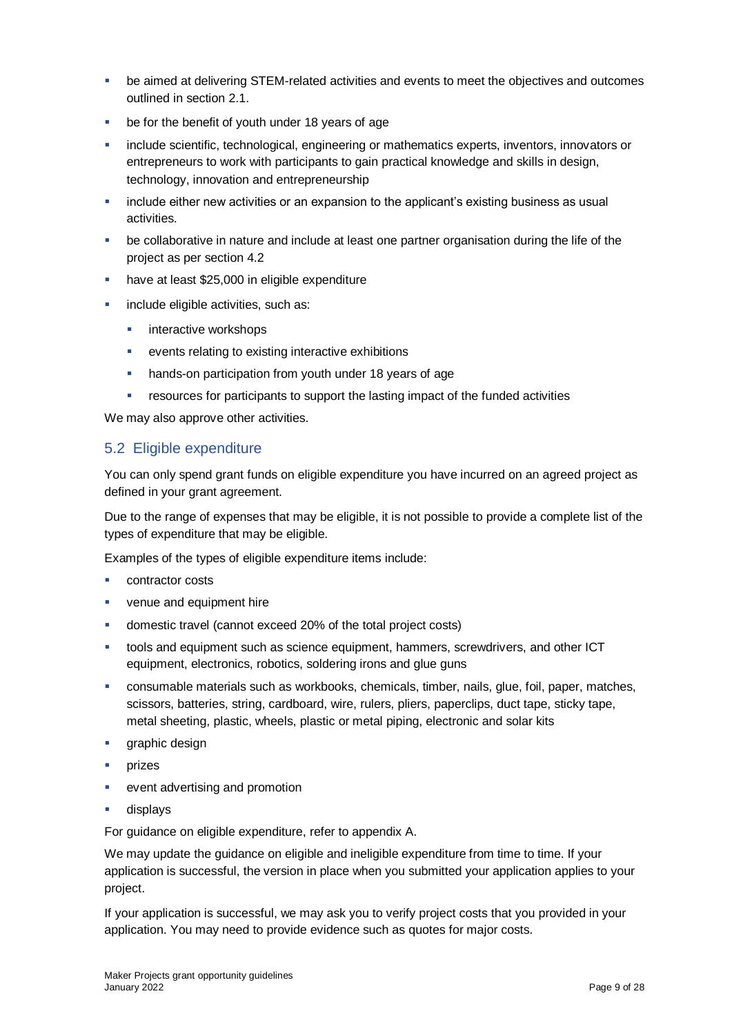- be aimed at delivering STEM-related activities and events to meet the objectives and outcomes outlined in section 2.1.
- be for the benefit of youth under 18 years of age
- include scientific, technological, engineering or mathematics experts, inventors, innovators or entrepreneurs to work with participants to gain practical knowledge and skills in design, technology, innovation and entrepreneurship
- include either new activities or an expansion to the applicant's existing business as usual activities.
- be collaborative in nature and include at least one partner organisation during the life of the project as per section 4.2
- have at least $25,000 in eligible expenditure
- include eligible activities, such as:
  - interactive workshops
  - events relating to existing interactive exhibitions
  - hands-on participation from youth under 18 years of age
  - resources for participants to support the lasting impact of the funded activities

We may also approve other activities.

## 5.2 Eligible expenditure

You can only spend grant funds on eligible expenditure you have incurred on an agreed project as defined in your grant agreement.

Due to the range of expenses that may be eligible, it is not possible to provide a complete list of the types of expenditure that may be eligible.

Examples of the types of eligible expenditure items include:

- contractor costs
- venue and equipment hire
- domestic travel (cannot exceed 20% of the total project costs)
- tools and equipment such as science equipment, hammers, screwdrivers, and other ICT equipment, electronics, robotics, soldering irons and glue guns
- consumable materials such as workbooks, chemicals, timber, nails, glue, foil, paper, matches, scissors, batteries, string, cardboard, wire, rulers, pliers, paperclips, duct tape, sticky tape, metal sheeting, plastic, wheels, plastic or metal piping, electronic and solar kits
- graphic design
- prizes
- event advertising and promotion
- displays

For guidance on eligible expenditure, refer to appendix A.

We may update the guidance on eligible and ineligible expenditure from time to time. If your application is successful, the version in place when you submitted your application applies to your project.

If your application is successful, we may ask you to verify project costs that you provided in your application. You may need to provide evidence such as quotes for major costs.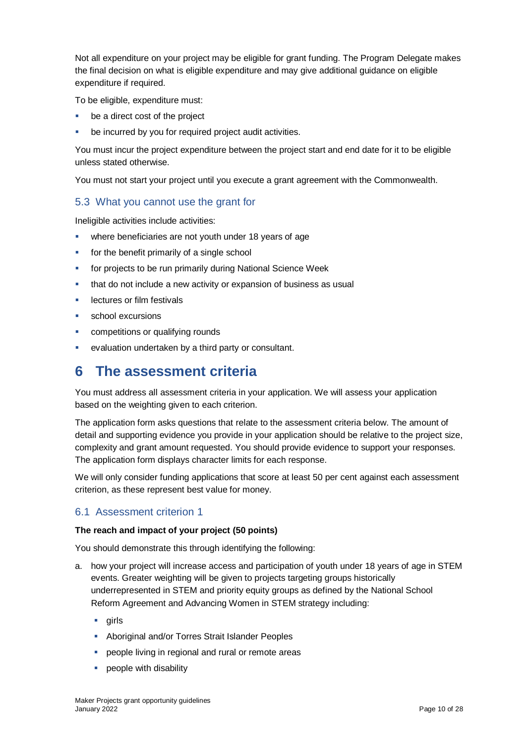Not all expenditure on your project may be eligible for grant funding. The Program Delegate makes the final decision on what is eligible expenditure and may give additional guidance on eligible expenditure if required.

To be eligible, expenditure must:

- be a direct cost of the project
- be incurred by you for required project audit activities.

You must incur the project expenditure between the project start and end date for it to be eligible unless stated otherwise.

You must not start your project until you execute a grant agreement with the Commonwealth.

### 5.3 What you cannot use the grant for

Ineligible activities include activities:

- where beneficiaries are not youth under 18 years of age
- for the benefit primarily of a single school
- for projects to be run primarily during National Science Week
- that do not include a new activity or expansion of business as usual
- lectures or film festivals
- school excursions
- competitions or qualifying rounds
- evaluation undertaken by a third party or consultant.

# 6 The assessment criteria

You must address all assessment criteria in your application. We will assess your application based on the weighting given to each criterion.

The application form asks questions that relate to the assessment criteria below. The amount of detail and supporting evidence you provide in your application should be relative to the project size, complexity and grant amount requested. You should provide evidence to support your responses. The application form displays character limits for each response.

We will only consider funding applications that score at least 50 per cent against each assessment criterion, as these represent best value for money.

### 6.1 Assessment criterion 1

**The reach and impact of your project (50 points)**

You should demonstrate this through identifying the following:

a. how your project will increase access and participation of youth under 18 years of age in STEM events. Greater weighting will be given to projects targeting groups historically underrepresented in STEM and priority equity groups as defined by the National School Reform Agreement and Advancing Women in STEM strategy including:
    - girls
    - Aboriginal and/or Torres Strait Islander Peoples
    - people living in regional and rural or remote areas
    - people with disability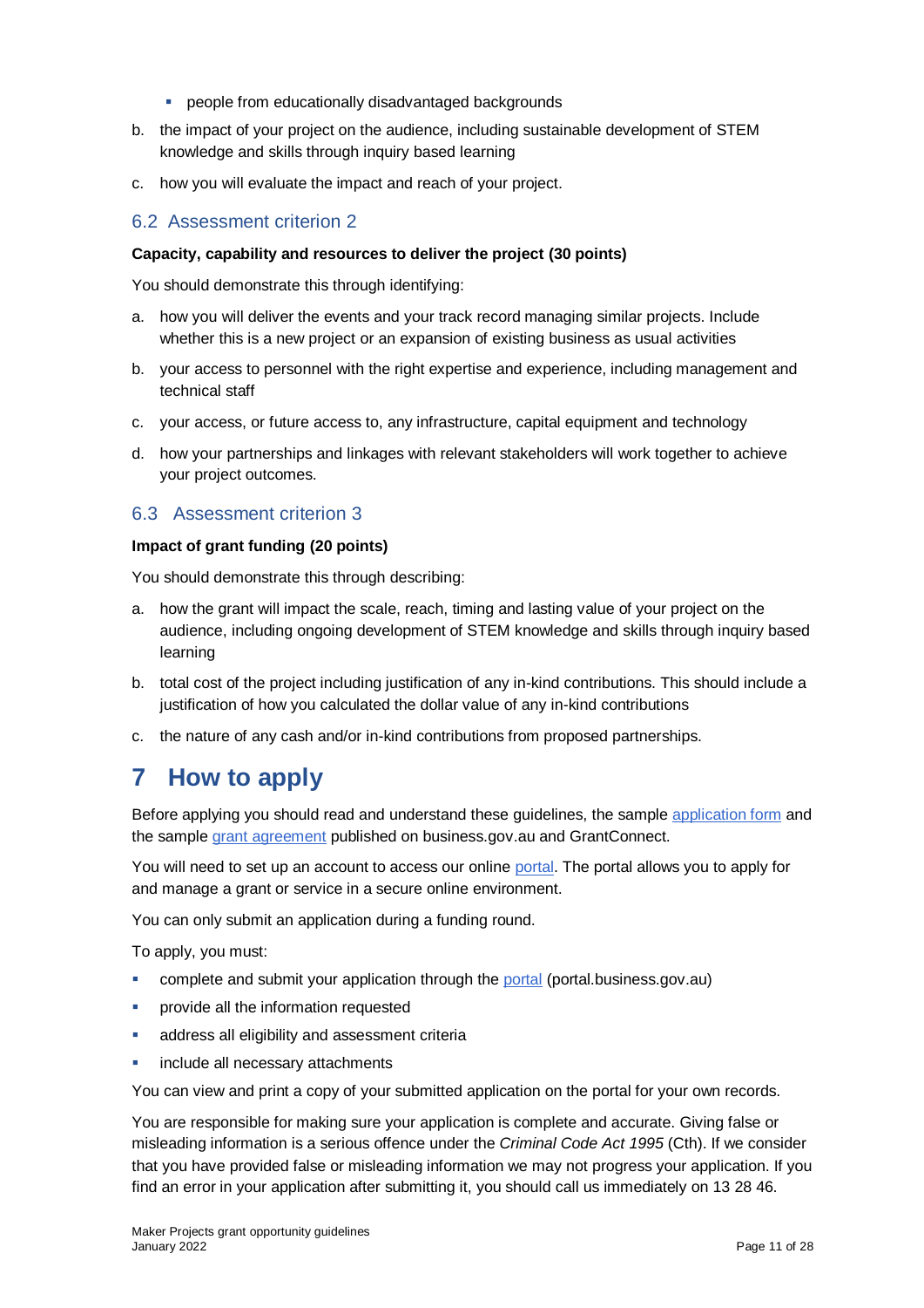- people from educationally disadvantaged backgrounds

b. the impact of your project on the audience, including sustainable development of STEM knowledge and skills through inquiry based learning

c. how you will evaluate the impact and reach of your project.

## 6.2 Assessment criterion 2

**Capacity, capability and resources to deliver the project (30 points)**

You should demonstrate this through identifying:

a. how you will deliver the events and your track record managing similar projects. Include whether this is a new project or an expansion of existing business as usual activities

b. your access to personnel with the right expertise and experience, including management and technical staff

c. your access, or future access to, any infrastructure, capital equipment and technology

d. how your partnerships and linkages with relevant stakeholders will work together to achieve your project outcomes.

## 6.3 Assessment criterion 3

**Impact of grant funding (20 points)**

You should demonstrate this through describing:

a. how the grant will impact the scale, reach, timing and lasting value of your project on the audience, including ongoing development of STEM knowledge and skills through inquiry based learning

b. total cost of the project including justification of any in-kind contributions. This should include a justification of how you calculated the dollar value of any in-kind contributions

c. the nature of any cash and/or in-kind contributions from proposed partnerships.

# 7 How to apply

Before applying you should read and understand these guidelines, the sample application form and the sample grant agreement published on business.gov.au and GrantConnect.

You will need to set up an account to access our online portal. The portal allows you to apply for and manage a grant or service in a secure online environment.

You can only submit an application during a funding round.

To apply, you must:

- complete and submit your application through the portal (portal.business.gov.au)
- provide all the information requested
- address all eligibility and assessment criteria
- include all necessary attachments

You can view and print a copy of your submitted application on the portal for your own records.

You are responsible for making sure your application is complete and accurate. Giving false or misleading information is a serious offence under the *Criminal Code Act 1995* (Cth). If we consider that you have provided false or misleading information we may not progress your application. If you find an error in your application after submitting it, you should call us immediately on 13 28 46.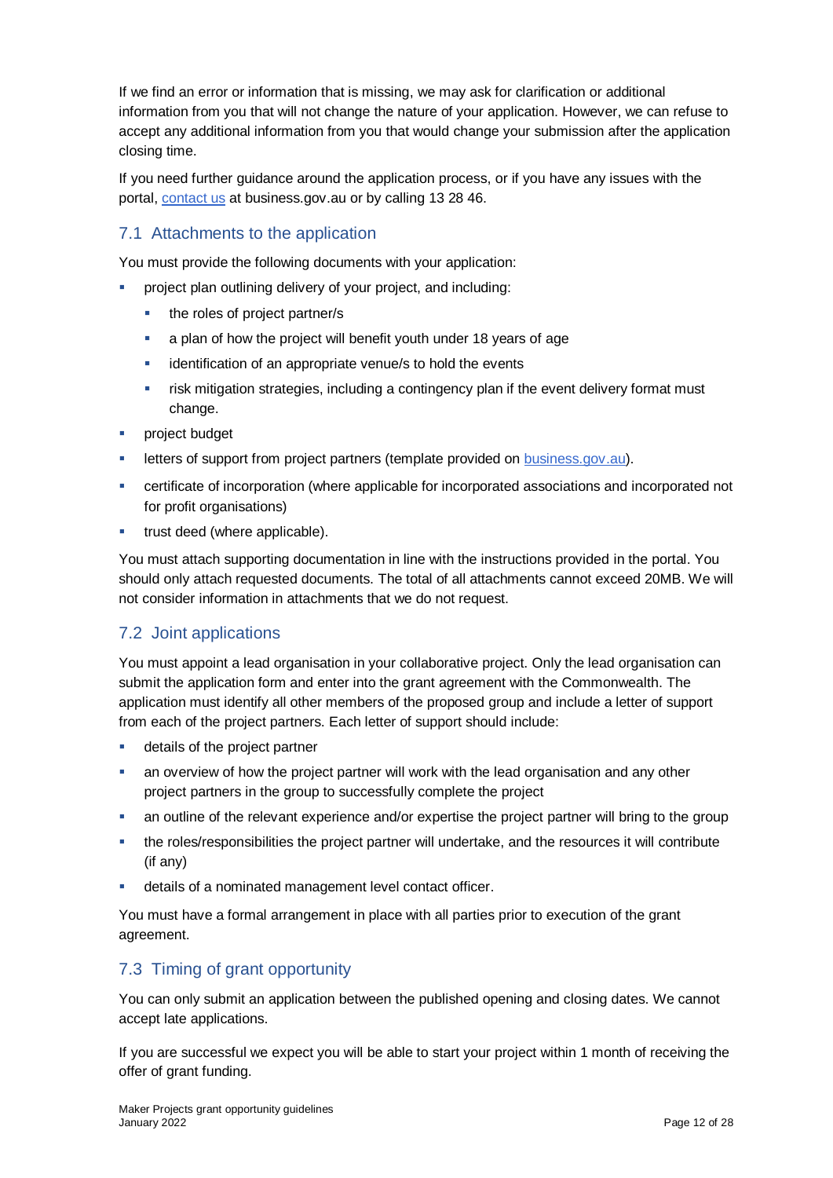If we find an error or information that is missing, we may ask for clarification or additional information from you that will not change the nature of your application. However, we can refuse to accept any additional information from you that would change your submission after the application closing time.

If you need further guidance around the application process, or if you have any issues with the portal, [contact us](https://business.gov.au) at business.gov.au or by calling 13 28 46.

## 7.1 Attachments to the application

You must provide the following documents with your application:

- project plan outlining delivery of your project, and including:
  - the roles of project partner/s
  - a plan of how the project will benefit youth under 18 years of age
  - identification of an appropriate venue/s to hold the events
  - risk mitigation strategies, including a contingency plan if the event delivery format must change.
- project budget
- letters of support from project partners (template provided on [business.gov.au](https://business.gov.au)).
- certificate of incorporation (where applicable for incorporated associations and incorporated not for profit organisations)
- trust deed (where applicable).

You must attach supporting documentation in line with the instructions provided in the portal. You should only attach requested documents. The total of all attachments cannot exceed 20MB. We will not consider information in attachments that we do not request.

## 7.2 Joint applications

You must appoint a lead organisation in your collaborative project. Only the lead organisation can submit the application form and enter into the grant agreement with the Commonwealth. The application must identify all other members of the proposed group and include a letter of support from each of the project partners. Each letter of support should include:

- details of the project partner
- an overview of how the project partner will work with the lead organisation and any other project partners in the group to successfully complete the project
- an outline of the relevant experience and/or expertise the project partner will bring to the group
- the roles/responsibilities the project partner will undertake, and the resources it will contribute (if any)
- details of a nominated management level contact officer.

You must have a formal arrangement in place with all parties prior to execution of the grant agreement.

## 7.3 Timing of grant opportunity

You can only submit an application between the published opening and closing dates. We cannot accept late applications.

If you are successful we expect you will be able to start your project within 1 month of receiving the offer of grant funding.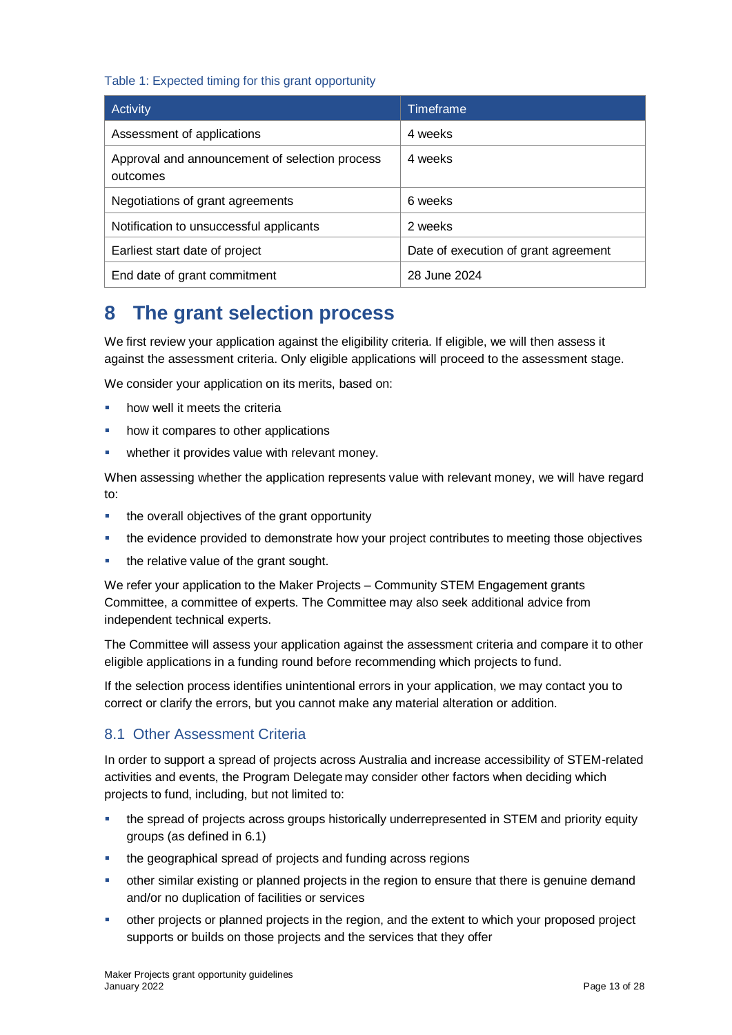Table 1: Expected timing for this grant opportunity

| Activity | Timeframe |
| --- | --- |
| Assessment of applications | 4 weeks |
| Approval and announcement of selection process outcomes | 4 weeks |
| Negotiations of grant agreements | 6 weeks |
| Notification to unsuccessful applicants | 2 weeks |
| Earliest start date of project | Date of execution of grant agreement |
| End date of grant commitment | 28 June 2024 |

# 8 The grant selection process

We first review your application against the eligibility criteria. If eligible, we will then assess it against the assessment criteria. Only eligible applications will proceed to the assessment stage.

We consider your application on its merits, based on:

- how well it meets the criteria
- how it compares to other applications
- whether it provides value with relevant money.

When assessing whether the application represents value with relevant money, we will have regard to:

- the overall objectives of the grant opportunity
- the evidence provided to demonstrate how your project contributes to meeting those objectives
- the relative value of the grant sought.

We refer your application to the Maker Projects – Community STEM Engagement grants Committee, a committee of experts. The Committee may also seek additional advice from independent technical experts.

The Committee will assess your application against the assessment criteria and compare it to other eligible applications in a funding round before recommending which projects to fund.

If the selection process identifies unintentional errors in your application, we may contact you to correct or clarify the errors, but you cannot make any material alteration or addition.

## 8.1 Other Assessment Criteria

In order to support a spread of projects across Australia and increase accessibility of STEM-related activities and events, the Program Delegate may consider other factors when deciding which projects to fund, including, but not limited to:

- the spread of projects across groups historically underrepresented in STEM and priority equity groups (as defined in 6.1)
- the geographical spread of projects and funding across regions
- other similar existing or planned projects in the region to ensure that there is genuine demand and/or no duplication of facilities or services
- other projects or planned projects in the region, and the extent to which your proposed project supports or builds on those projects and the services that they offer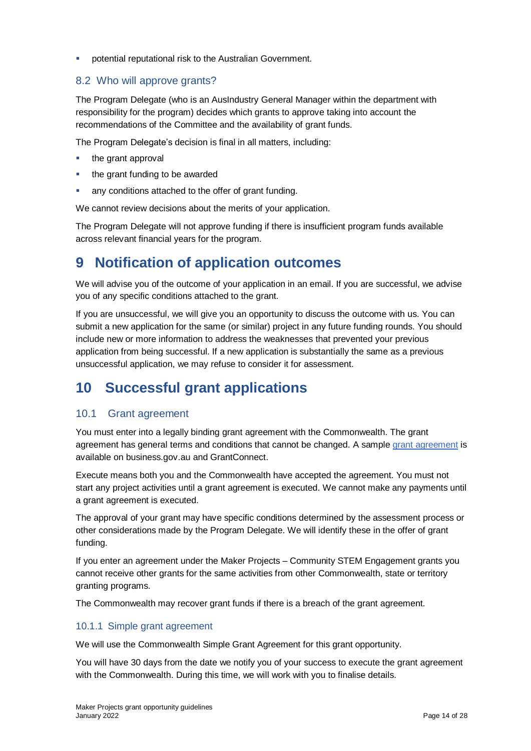- potential reputational risk to the Australian Government.

### 8.2 Who will approve grants?

The Program Delegate (who is an AusIndustry General Manager within the department with responsibility for the program) decides which grants to approve taking into account the recommendations of the Committee and the availability of grant funds.

The Program Delegate's decision is final in all matters, including:

- the grant approval
- the grant funding to be awarded
- any conditions attached to the offer of grant funding.

We cannot review decisions about the merits of your application.

The Program Delegate will not approve funding if there is insufficient program funds available across relevant financial years for the program.

# 9 Notification of application outcomes

We will advise you of the outcome of your application in an email. If you are successful, we advise you of any specific conditions attached to the grant.

If you are unsuccessful, we will give you an opportunity to discuss the outcome with us. You can submit a new application for the same (or similar) project in any future funding rounds. You should include new or more information to address the weaknesses that prevented your previous application from being successful. If a new application is substantially the same as a previous unsuccessful application, we may refuse to consider it for assessment.

# 10 Successful grant applications

## 10.1 Grant agreement

You must enter into a legally binding grant agreement with the Commonwealth. The grant agreement has general terms and conditions that cannot be changed. A sample grant agreement is available on business.gov.au and GrantConnect.

Execute means both you and the Commonwealth have accepted the agreement. You must not start any project activities until a grant agreement is executed. We cannot make any payments until a grant agreement is executed.

The approval of your grant may have specific conditions determined by the assessment process or other considerations made by the Program Delegate. We will identify these in the offer of grant funding.

If you enter an agreement under the Maker Projects – Community STEM Engagement grants you cannot receive other grants for the same activities from other Commonwealth, state or territory granting programs.

The Commonwealth may recover grant funds if there is a breach of the grant agreement.

### 10.1.1 Simple grant agreement

We will use the Commonwealth Simple Grant Agreement for this grant opportunity.

You will have 30 days from the date we notify you of your success to execute the grant agreement with the Commonwealth. During this time, we will work with you to finalise details.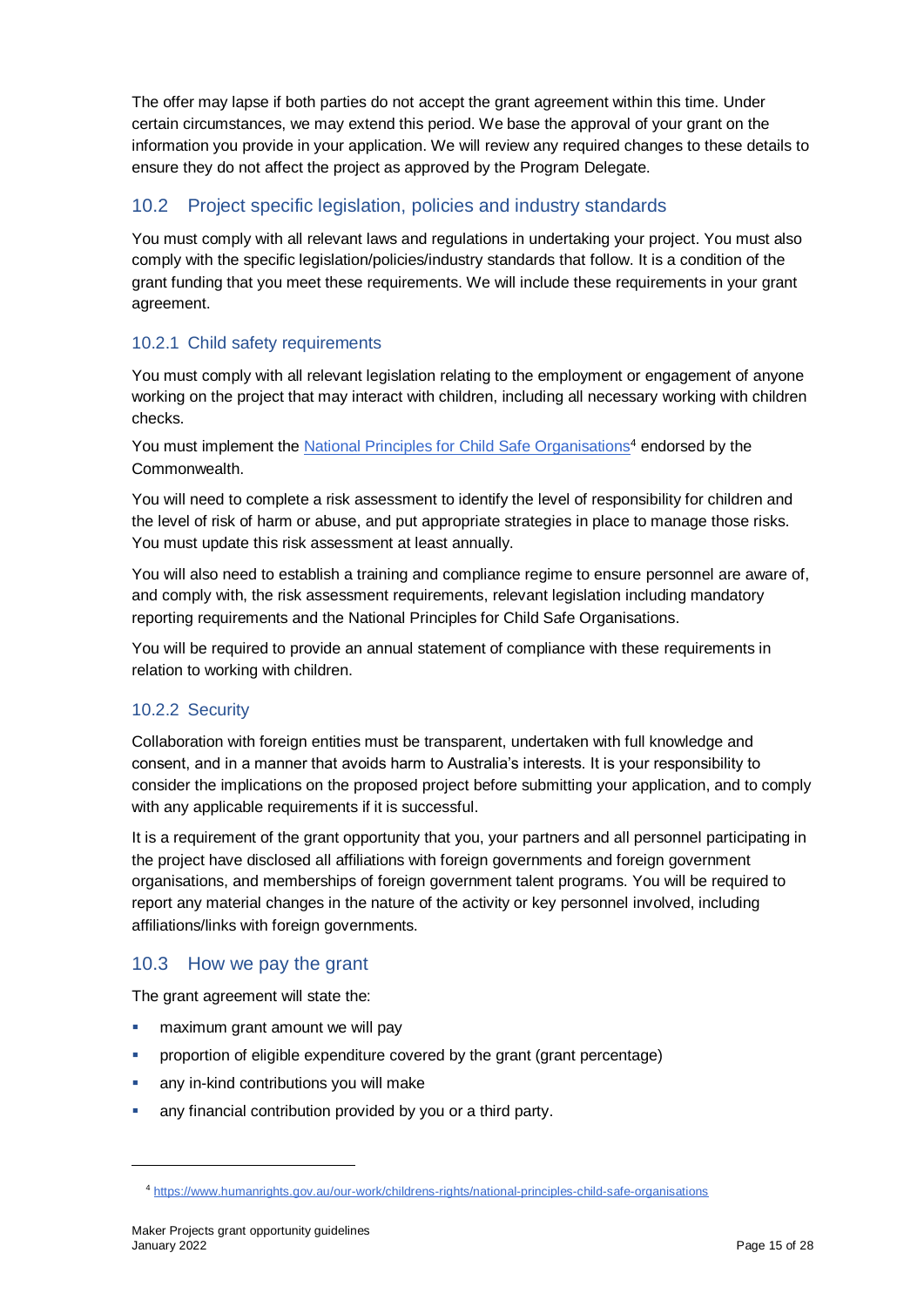The offer may lapse if both parties do not accept the grant agreement within this time. Under certain circumstances, we may extend this period. We base the approval of your grant on the information you provide in your application. We will review any required changes to these details to ensure they do not affect the project as approved by the Program Delegate.

## 10.2 Project specific legislation, policies and industry standards

You must comply with all relevant laws and regulations in undertaking your project. You must also comply with the specific legislation/policies/industry standards that follow. It is a condition of the grant funding that you meet these requirements. We will include these requirements in your grant agreement.

### 10.2.1 Child safety requirements

You must comply with all relevant legislation relating to the employment or engagement of anyone working on the project that may interact with children, including all necessary working with children checks.

You must implement the [National Principles for Child Safe Organisations](https://www.humanrights.gov.au/our-work/childrens-rights/national-principles-child-safe-organisations)[4] endorsed by the Commonwealth.

You will need to complete a risk assessment to identify the level of responsibility for children and the level of risk of harm or abuse, and put appropriate strategies in place to manage those risks. You must update this risk assessment at least annually.

You will also need to establish a training and compliance regime to ensure personnel are aware of, and comply with, the risk assessment requirements, relevant legislation including mandatory reporting requirements and the National Principles for Child Safe Organisations.

You will be required to provide an annual statement of compliance with these requirements in relation to working with children.

### 10.2.2 Security

Collaboration with foreign entities must be transparent, undertaken with full knowledge and consent, and in a manner that avoids harm to Australia's interests. It is your responsibility to consider the implications on the proposed project before submitting your application, and to comply with any applicable requirements if it is successful.

It is a requirement of the grant opportunity that you, your partners and all personnel participating in the project have disclosed all affiliations with foreign governments and foreign government organisations, and memberships of foreign government talent programs. You will be required to report any material changes in the nature of the activity or key personnel involved, including affiliations/links with foreign governments.

## 10.3 How we pay the grant

The grant agreement will state the:

- maximum grant amount we will pay
- proportion of eligible expenditure covered by the grant (grant percentage)
- any in-kind contributions you will make
- any financial contribution provided by you or a third party.

---

[4] https://www.humanrights.gov.au/our-work/childrens-rights/national-principles-child-safe-organisations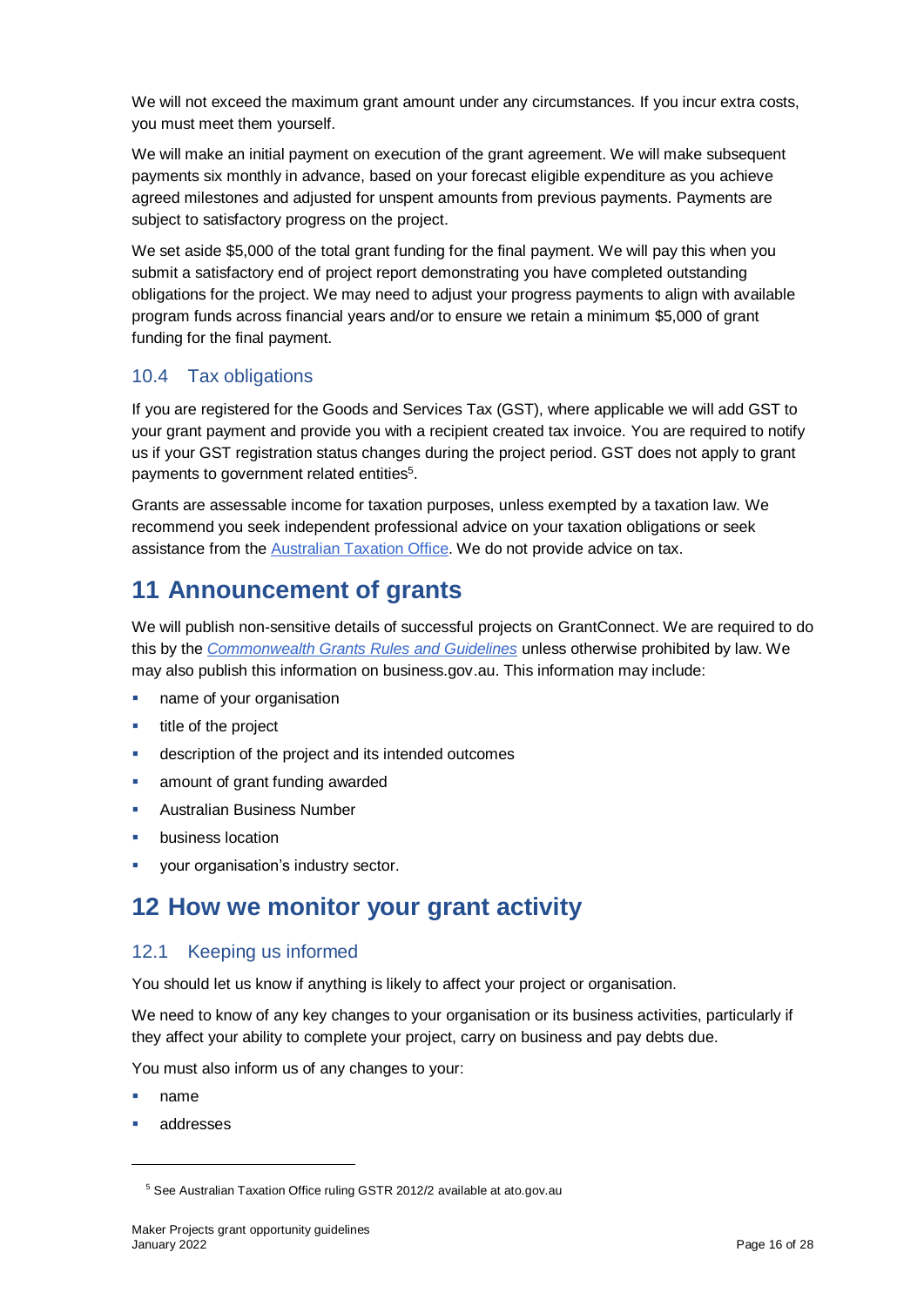We will not exceed the maximum grant amount under any circumstances. If you incur extra costs, you must meet them yourself.

We will make an initial payment on execution of the grant agreement. We will make subsequent payments six monthly in advance, based on your forecast eligible expenditure as you achieve agreed milestones and adjusted for unspent amounts from previous payments. Payments are subject to satisfactory progress on the project.

We set aside $5,000 of the total grant funding for the final payment. We will pay this when you submit a satisfactory end of project report demonstrating you have completed outstanding obligations for the project. We may need to adjust your progress payments to align with available program funds across financial years and/or to ensure we retain a minimum $5,000 of grant funding for the final payment.

### 10.4 Tax obligations

If you are registered for the Goods and Services Tax (GST), where applicable we will add GST to your grant payment and provide you with a recipient created tax invoice. You are required to notify us if your GST registration status changes during the project period. GST does not apply to grant payments to government related entities[5].

Grants are assessable income for taxation purposes, unless exempted by a taxation law. We recommend you seek independent professional advice on your taxation obligations or seek assistance from the [Australian Taxation Office](). We do not provide advice on tax.

## 11 Announcement of grants

We will publish non-sensitive details of successful projects on GrantConnect. We are required to do this by the *[Commonwealth Grants Rules and Guidelines]()* unless otherwise prohibited by law. We may also publish this information on business.gov.au. This information may include:

- name of your organisation
- title of the project
- description of the project and its intended outcomes
- amount of grant funding awarded
- Australian Business Number
- business location
- your organisation's industry sector.

## 12 How we monitor your grant activity

### 12.1 Keeping us informed

You should let us know if anything is likely to affect your project or organisation.

We need to know of any key changes to your organisation or its business activities, particularly if they affect your ability to complete your project, carry on business and pay debts due.

You must also inform us of any changes to your:

- name
- addresses

---

[5] See Australian Taxation Office ruling GSTR 2012/2 available at ato.gov.au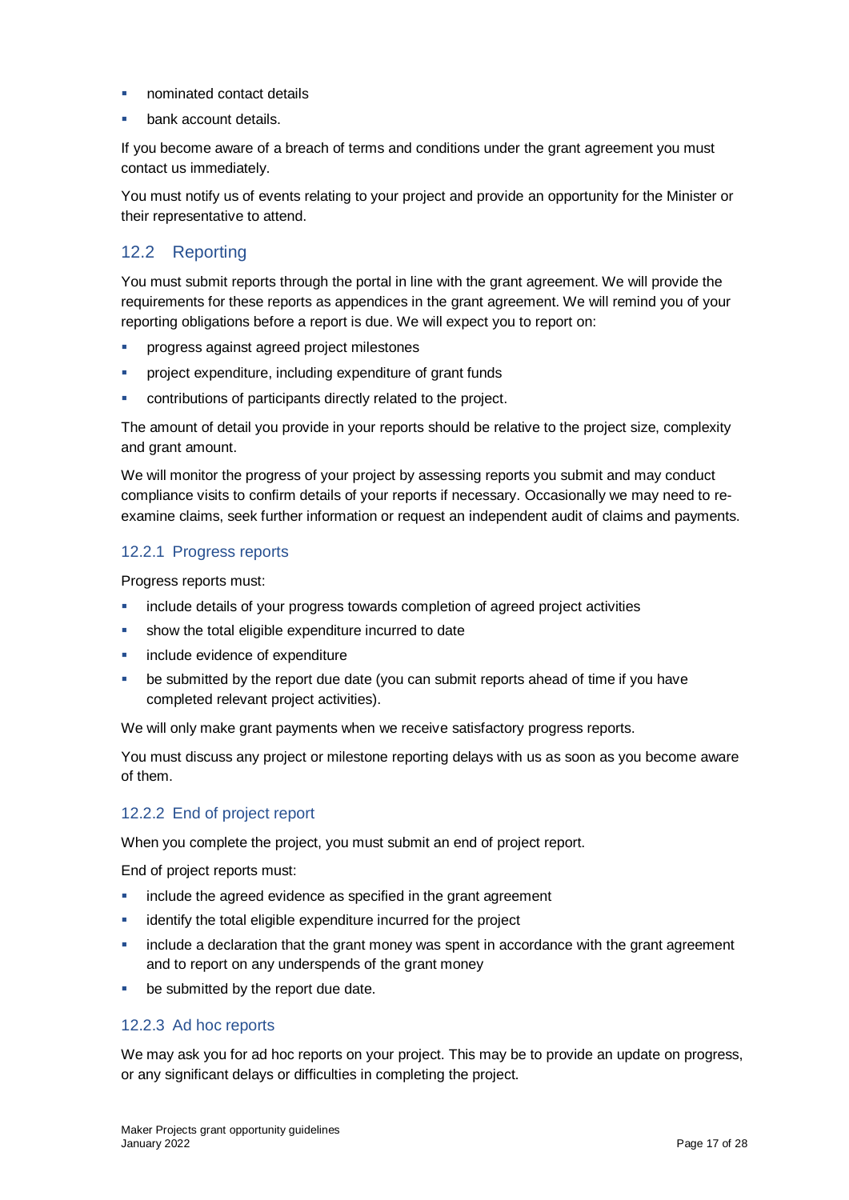- nominated contact details
- bank account details.

If you become aware of a breach of terms and conditions under the grant agreement you must contact us immediately.

You must notify us of events relating to your project and provide an opportunity for the Minister or their representative to attend.

## 12.2 Reporting

You must submit reports through the portal in line with the grant agreement. We will provide the requirements for these reports as appendices in the grant agreement. We will remind you of your reporting obligations before a report is due. We will expect you to report on:

- progress against agreed project milestones
- project expenditure, including expenditure of grant funds
- contributions of participants directly related to the project.

The amount of detail you provide in your reports should be relative to the project size, complexity and grant amount.

We will monitor the progress of your project by assessing reports you submit and may conduct compliance visits to confirm details of your reports if necessary. Occasionally we may need to re-examine claims, seek further information or request an independent audit of claims and payments.

### 12.2.1 Progress reports

Progress reports must:

- include details of your progress towards completion of agreed project activities
- show the total eligible expenditure incurred to date
- include evidence of expenditure
- be submitted by the report due date (you can submit reports ahead of time if you have completed relevant project activities).

We will only make grant payments when we receive satisfactory progress reports.

You must discuss any project or milestone reporting delays with us as soon as you become aware of them.

### 12.2.2 End of project report

When you complete the project, you must submit an end of project report.

End of project reports must:

- include the agreed evidence as specified in the grant agreement
- identify the total eligible expenditure incurred for the project
- include a declaration that the grant money was spent in accordance with the grant agreement and to report on any underspends of the grant money
- be submitted by the report due date.

### 12.2.3 Ad hoc reports

We may ask you for ad hoc reports on your project. This may be to provide an update on progress, or any significant delays or difficulties in completing the project.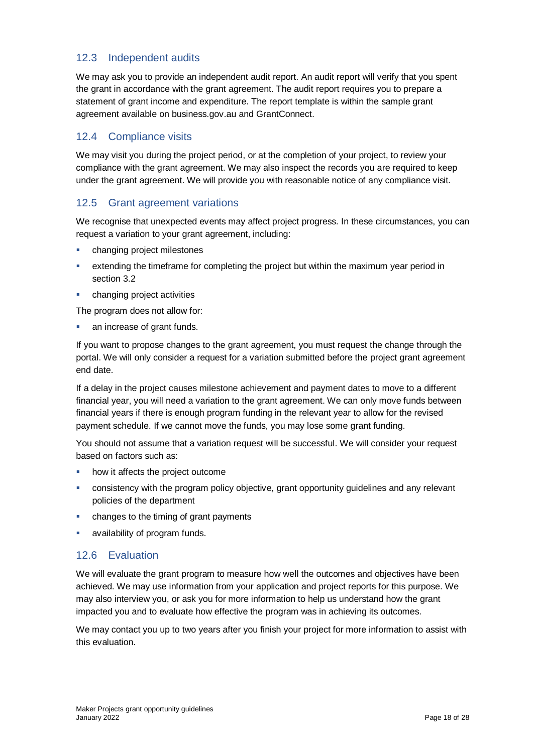## 12.3 Independent audits

We may ask you to provide an independent audit report. An audit report will verify that you spent the grant in accordance with the grant agreement. The audit report requires you to prepare a statement of grant income and expenditure. The report template is within the sample grant agreement available on business.gov.au and GrantConnect.

## 12.4 Compliance visits

We may visit you during the project period, or at the completion of your project, to review your compliance with the grant agreement. We may also inspect the records you are required to keep under the grant agreement. We will provide you with reasonable notice of any compliance visit.

## 12.5 Grant agreement variations

We recognise that unexpected events may affect project progress. In these circumstances, you can request a variation to your grant agreement, including:

- changing project milestones
- extending the timeframe for completing the project but within the maximum year period in section 3.2
- changing project activities

The program does not allow for:

- an increase of grant funds.

If you want to propose changes to the grant agreement, you must request the change through the portal. We will only consider a request for a variation submitted before the project grant agreement end date.

If a delay in the project causes milestone achievement and payment dates to move to a different financial year, you will need a variation to the grant agreement. We can only move funds between financial years if there is enough program funding in the relevant year to allow for the revised payment schedule. If we cannot move the funds, you may lose some grant funding.

You should not assume that a variation request will be successful. We will consider your request based on factors such as:

- how it affects the project outcome
- consistency with the program policy objective, grant opportunity guidelines and any relevant policies of the department
- changes to the timing of grant payments
- availability of program funds.

## 12.6 Evaluation

We will evaluate the grant program to measure how well the outcomes and objectives have been achieved. We may use information from your application and project reports for this purpose. We may also interview you, or ask you for more information to help us understand how the grant impacted you and to evaluate how effective the program was in achieving its outcomes.

We may contact you up to two years after you finish your project for more information to assist with this evaluation.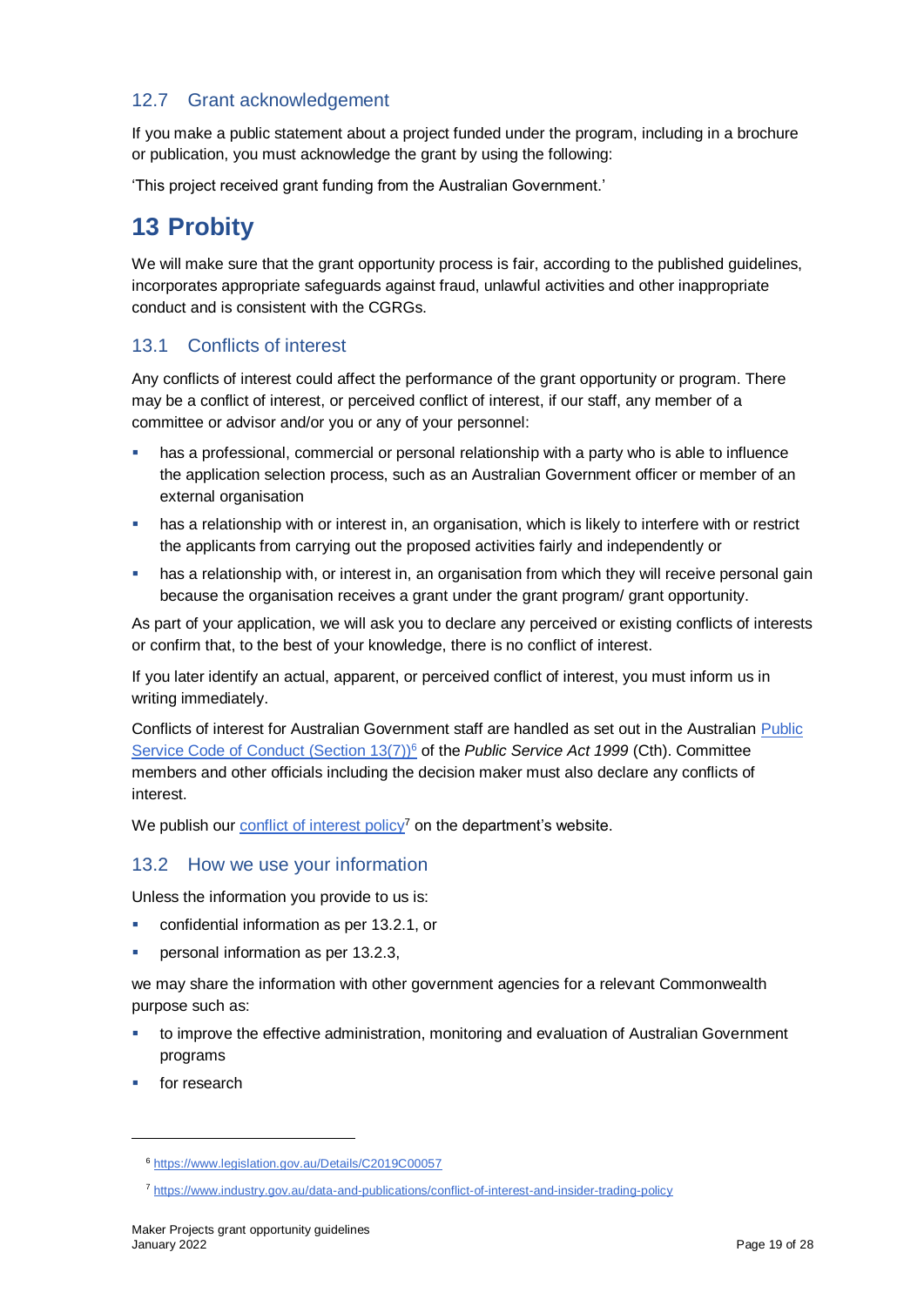### 12.7 Grant acknowledgement

If you make a public statement about a project funded under the program, including in a brochure or publication, you must acknowledge the grant by using the following:

'This project received grant funding from the Australian Government.'

# 13 Probity

We will make sure that the grant opportunity process is fair, according to the published guidelines, incorporates appropriate safeguards against fraud, unlawful activities and other inappropriate conduct and is consistent with the CGRGs.

### 13.1 Conflicts of interest

Any conflicts of interest could affect the performance of the grant opportunity or program. There may be a conflict of interest, or perceived conflict of interest, if our staff, any member of a committee or advisor and/or you or any of your personnel:

- has a professional, commercial or personal relationship with a party who is able to influence the application selection process, such as an Australian Government officer or member of an external organisation
- has a relationship with or interest in, an organisation, which is likely to interfere with or restrict the applicants from carrying out the proposed activities fairly and independently or
- has a relationship with, or interest in, an organisation from which they will receive personal gain because the organisation receives a grant under the grant program/ grant opportunity.

As part of your application, we will ask you to declare any perceived or existing conflicts of interests or confirm that, to the best of your knowledge, there is no conflict of interest.

If you later identify an actual, apparent, or perceived conflict of interest, you must inform us in writing immediately.

Conflicts of interest for Australian Government staff are handled as set out in the Australian Public Service Code of Conduct (Section 13(7))[6] of the *Public Service Act 1999* (Cth). Committee members and other officials including the decision maker must also declare any conflicts of interest.

We publish our conflict of interest policy[7] on the department's website.

### 13.2 How we use your information

Unless the information you provide to us is:

- confidential information as per 13.2.1, or
- personal information as per 13.2.3,

we may share the information with other government agencies for a relevant Commonwealth purpose such as:

- to improve the effective administration, monitoring and evaluation of Australian Government programs
- for research

---

[6] https://www.legislation.gov.au/Details/C2019C00057

[7] https://www.industry.gov.au/data-and-publications/conflict-of-interest-and-insider-trading-policy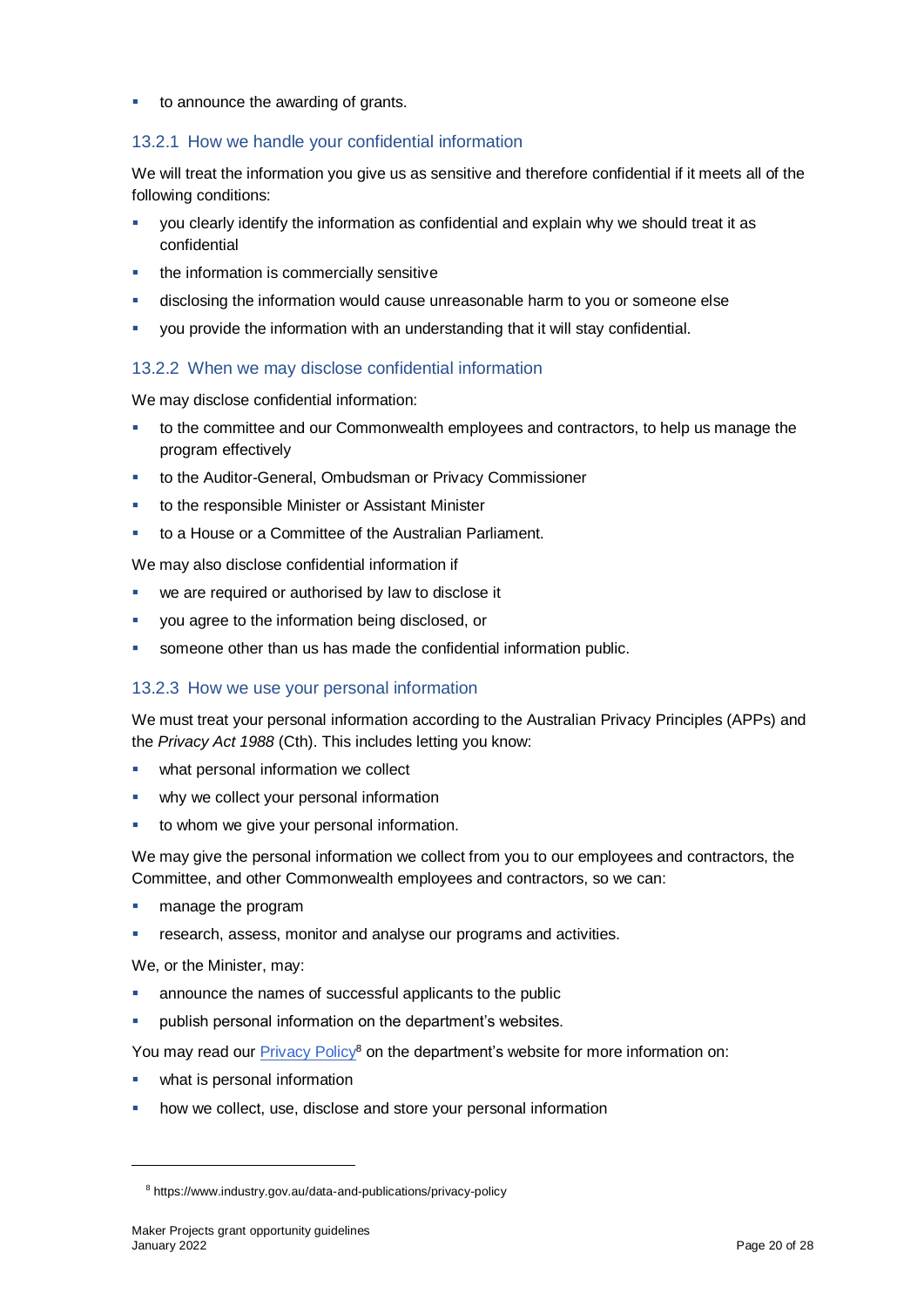- to announce the awarding of grants.

### 13.2.1 How we handle your confidential information

We will treat the information you give us as sensitive and therefore confidential if it meets all of the following conditions:

- you clearly identify the information as confidential and explain why we should treat it as confidential
- the information is commercially sensitive
- disclosing the information would cause unreasonable harm to you or someone else
- you provide the information with an understanding that it will stay confidential.

### 13.2.2 When we may disclose confidential information

We may disclose confidential information:

- to the committee and our Commonwealth employees and contractors, to help us manage the program effectively
- to the Auditor-General, Ombudsman or Privacy Commissioner
- to the responsible Minister or Assistant Minister
- to a House or a Committee of the Australian Parliament.

We may also disclose confidential information if

- we are required or authorised by law to disclose it
- you agree to the information being disclosed, or
- someone other than us has made the confidential information public.

### 13.2.3 How we use your personal information

We must treat your personal information according to the Australian Privacy Principles (APPs) and the *Privacy Act 1988* (Cth). This includes letting you know:

- what personal information we collect
- why we collect your personal information
- to whom we give your personal information.

We may give the personal information we collect from you to our employees and contractors, the Committee, and other Commonwealth employees and contractors, so we can:

- manage the program
- research, assess, monitor and analyse our programs and activities.

We, or the Minister, may:

- announce the names of successful applicants to the public
- publish personal information on the department's websites.

You may read our [Privacy Policy](https://www.industry.gov.au/data-and-publications/privacy-policy)[8] on the department's website for more information on:

- what is personal information
- how we collect, use, disclose and store your personal information

[8] https://www.industry.gov.au/data-and-publications/privacy-policy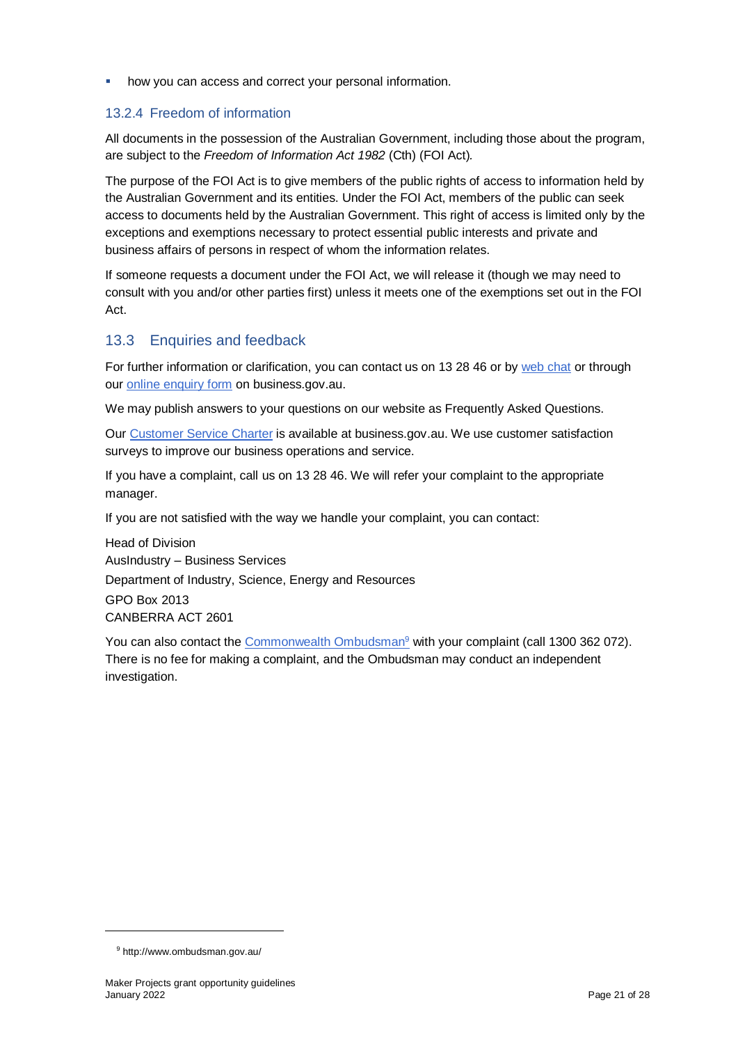- how you can access and correct your personal information.

### 13.2.4 Freedom of information

All documents in the possession of the Australian Government, including those about the program, are subject to the *Freedom of Information Act 1982* (Cth) (FOI Act).

The purpose of the FOI Act is to give members of the public rights of access to information held by the Australian Government and its entities. Under the FOI Act, members of the public can seek access to documents held by the Australian Government. This right of access is limited only by the exceptions and exemptions necessary to protect essential public interests and private and business affairs of persons in respect of whom the information relates.

If someone requests a document under the FOI Act, we will release it (though we may need to consult with you and/or other parties first) unless it meets one of the exemptions set out in the FOI Act.

## 13.3 Enquiries and feedback

For further information or clarification, you can contact us on 13 28 46 or by web chat or through our online enquiry form on business.gov.au.

We may publish answers to your questions on our website as Frequently Asked Questions.

Our Customer Service Charter is available at business.gov.au. We use customer satisfaction surveys to improve our business operations and service.

If you have a complaint, call us on 13 28 46. We will refer your complaint to the appropriate manager.

If you are not satisfied with the way we handle your complaint, you can contact:

Head of Division
AusIndustry – Business Services
Department of Industry, Science, Energy and Resources
GPO Box 2013
CANBERRA ACT 2601

You can also contact the Commonwealth Ombudsman[9] with your complaint (call 1300 362 072). There is no fee for making a complaint, and the Ombudsman may conduct an independent investigation.

[9] http://www.ombudsman.gov.au/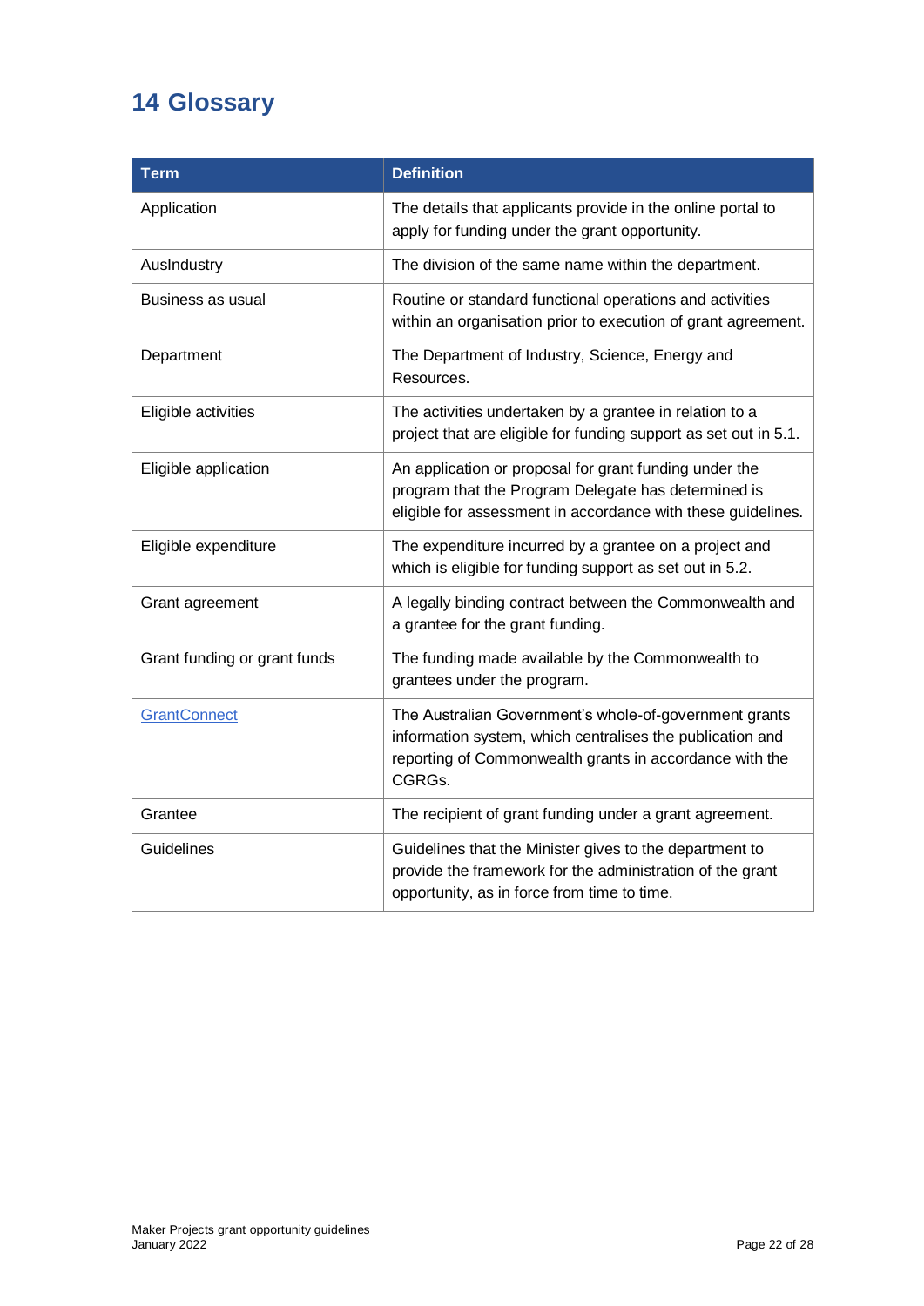# 14 Glossary

| Term | Definition |
|---|---|
| Application | The details that applicants provide in the online portal to apply for funding under the grant opportunity. |
| AusIndustry | The division of the same name within the department. |
| Business as usual | Routine or standard functional operations and activities within an organisation prior to execution of grant agreement. |
| Department | The Department of Industry, Science, Energy and Resources. |
| Eligible activities | The activities undertaken by a grantee in relation to a project that are eligible for funding support as set out in 5.1. |
| Eligible application | An application or proposal for grant funding under the program that the Program Delegate has determined is eligible for assessment in accordance with these guidelines. |
| Eligible expenditure | The expenditure incurred by a grantee on a project and which is eligible for funding support as set out in 5.2. |
| Grant agreement | A legally binding contract between the Commonwealth and a grantee for the grant funding. |
| Grant funding or grant funds | The funding made available by the Commonwealth to grantees under the program. |
| GrantConnect | The Australian Government's whole-of-government grants information system, which centralises the publication and reporting of Commonwealth grants in accordance with the CGRGs. |
| Grantee | The recipient of grant funding under a grant agreement. |
| Guidelines | Guidelines that the Minister gives to the department to provide the framework for the administration of the grant opportunity, as in force from time to time. |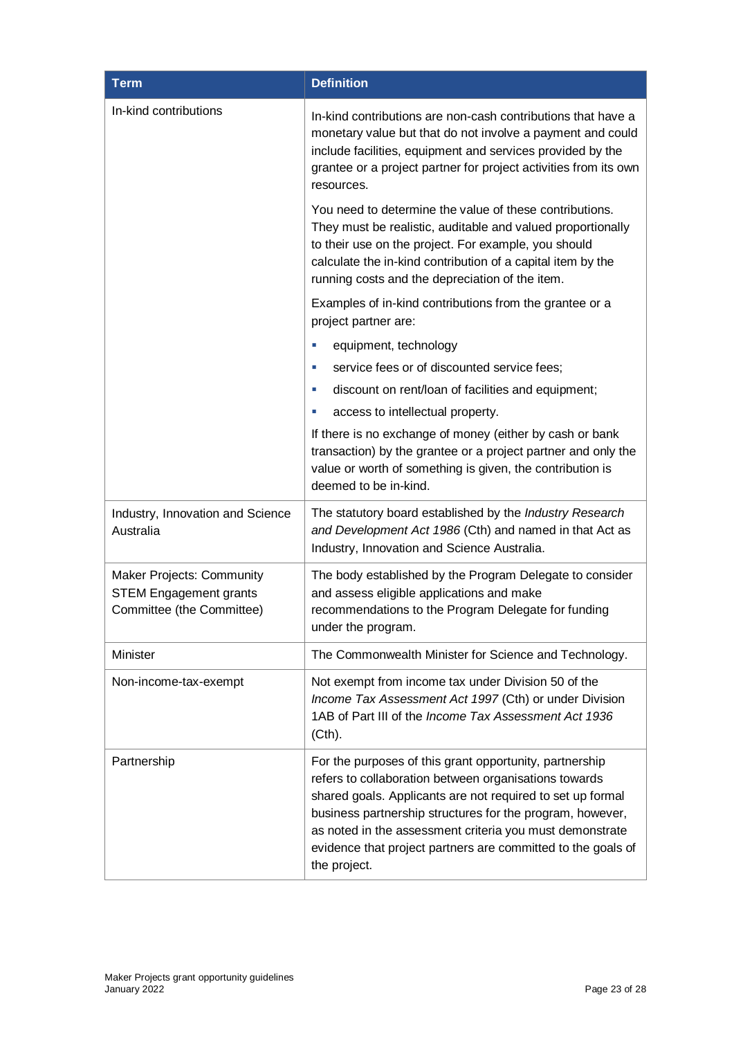| Term | Definition |
|---|---|
| In-kind contributions | In-kind contributions are non-cash contributions that have a monetary value but that do not involve a payment and could include facilities, equipment and services provided by the grantee or a project partner for project activities from its own resources.<br><br>You need to determine the value of these contributions. They must be realistic, auditable and valued proportionally to their use on the project. For example, you should calculate the in-kind contribution of a capital item by the running costs and the depreciation of the item.<br><br>Examples of in-kind contributions from the grantee or a project partner are:<br>- equipment, technology<br>- service fees or of discounted service fees;<br>- discount on rent/loan of facilities and equipment;<br>- access to intellectual property.<br><br>If there is no exchange of money (either by cash or bank transaction) by the grantee or a project partner and only the value or worth of something is given, the contribution is deemed to be in-kind. |
| Industry, Innovation and Science Australia | The statutory board established by the *Industry Research and Development Act 1986* (Cth) and named in that Act as Industry, Innovation and Science Australia. |
| Maker Projects: Community STEM Engagement grants Committee (the Committee) | The body established by the Program Delegate to consider and assess eligible applications and make recommendations to the Program Delegate for funding under the program. |
| Minister | The Commonwealth Minister for Science and Technology. |
| Non-income-tax-exempt | Not exempt from income tax under Division 50 of the *Income Tax Assessment Act 1997* (Cth) or under Division 1AB of Part III of the *Income Tax Assessment Act 1936* (Cth). |
| Partnership | For the purposes of this grant opportunity, partnership refers to collaboration between organisations towards shared goals. Applicants are not required to set up formal business partnership structures for the program, however, as noted in the assessment criteria you must demonstrate evidence that project partners are committed to the goals of the project. |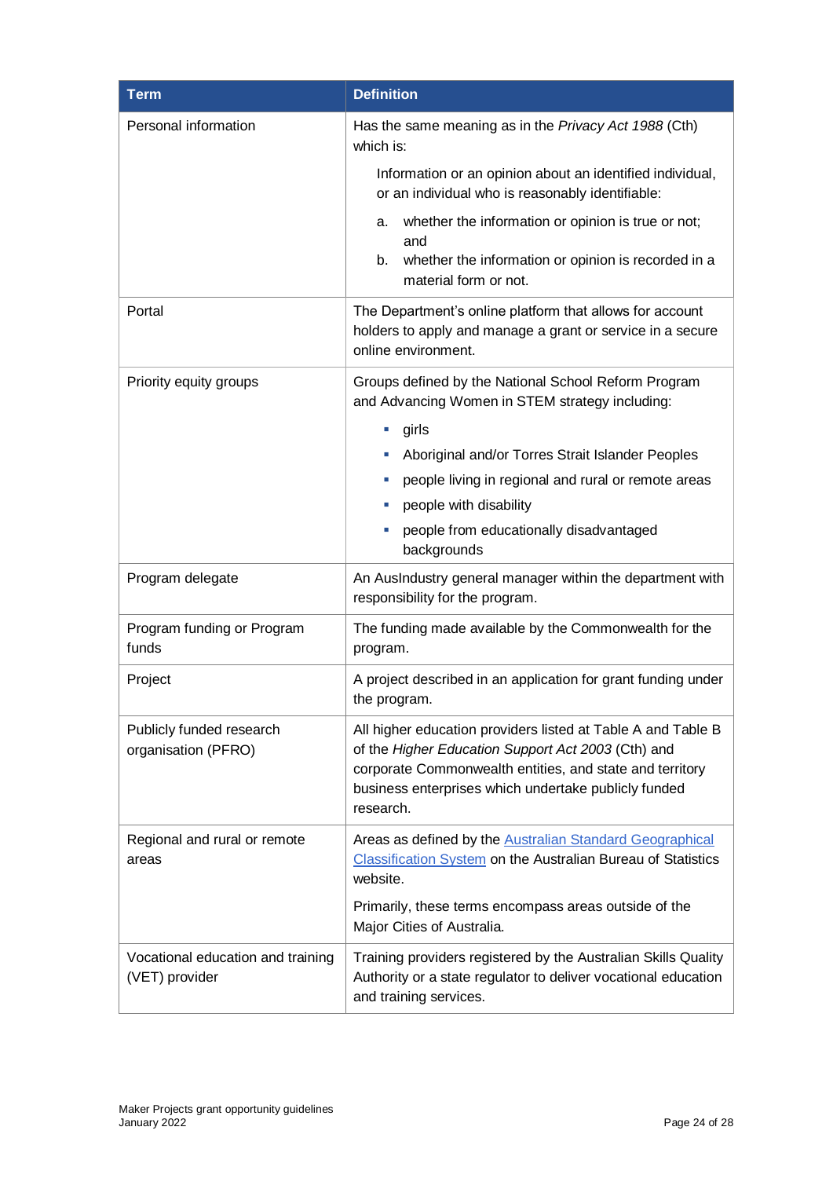| Term | Definition |
|---|---|
| Personal information | Has the same meaning as in the *Privacy Act 1988* (Cth) which is:<br><br>Information or an opinion about an identified individual, or an individual who is reasonably identifiable:<br><br>a. whether the information or opinion is true or not; and<br>b. whether the information or opinion is recorded in a material form or not. |
| Portal | The Department's online platform that allows for account holders to apply and manage a grant or service in a secure online environment. |
| Priority equity groups | Groups defined by the National School Reform Program and Advancing Women in STEM strategy including:<br><br>▪ girls<br>▪ Aboriginal and/or Torres Strait Islander Peoples<br>▪ people living in regional and rural or remote areas<br>▪ people with disability<br>▪ people from educationally disadvantaged backgrounds |
| Program delegate | An AusIndustry general manager within the department with responsibility for the program. |
| Program funding or Program funds | The funding made available by the Commonwealth for the program. |
| Project | A project described in an application for grant funding under the program. |
| Publicly funded research organisation (PFRO) | All higher education providers listed at Table A and Table B of the *Higher Education Support Act 2003* (Cth) and corporate Commonwealth entities, and state and territory business enterprises which undertake publicly funded research. |
| Regional and rural or remote areas | Areas as defined by the Australian Standard Geographical Classification System on the Australian Bureau of Statistics website.<br><br>Primarily, these terms encompass areas outside of the Major Cities of Australia. |
| Vocational education and training (VET) provider | Training providers registered by the Australian Skills Quality Authority or a state regulator to deliver vocational education and training services. |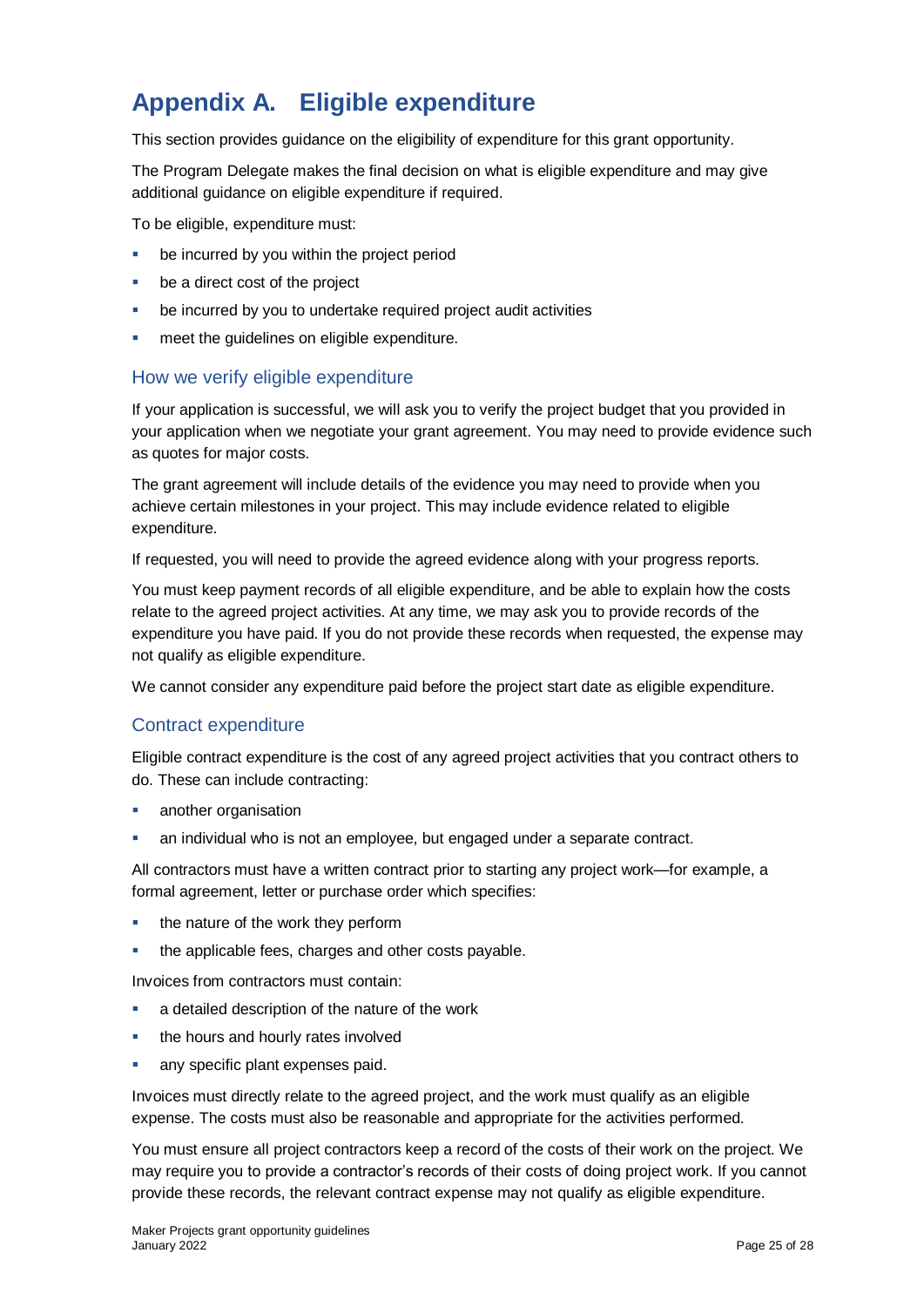# Appendix A. Eligible expenditure

This section provides guidance on the eligibility of expenditure for this grant opportunity.

The Program Delegate makes the final decision on what is eligible expenditure and may give additional guidance on eligible expenditure if required.

To be eligible, expenditure must:

- be incurred by you within the project period
- be a direct cost of the project
- be incurred by you to undertake required project audit activities
- meet the guidelines on eligible expenditure.

## How we verify eligible expenditure

If your application is successful, we will ask you to verify the project budget that you provided in your application when we negotiate your grant agreement. You may need to provide evidence such as quotes for major costs.

The grant agreement will include details of the evidence you may need to provide when you achieve certain milestones in your project. This may include evidence related to eligible expenditure.

If requested, you will need to provide the agreed evidence along with your progress reports.

You must keep payment records of all eligible expenditure, and be able to explain how the costs relate to the agreed project activities. At any time, we may ask you to provide records of the expenditure you have paid. If you do not provide these records when requested, the expense may not qualify as eligible expenditure.

We cannot consider any expenditure paid before the project start date as eligible expenditure.

## Contract expenditure

Eligible contract expenditure is the cost of any agreed project activities that you contract others to do. These can include contracting:

- another organisation
- an individual who is not an employee, but engaged under a separate contract.

All contractors must have a written contract prior to starting any project work—for example, a formal agreement, letter or purchase order which specifies:

- the nature of the work they perform
- the applicable fees, charges and other costs payable.

Invoices from contractors must contain:

- a detailed description of the nature of the work
- the hours and hourly rates involved
- any specific plant expenses paid.

Invoices must directly relate to the agreed project, and the work must qualify as an eligible expense. The costs must also be reasonable and appropriate for the activities performed.

You must ensure all project contractors keep a record of the costs of their work on the project. We may require you to provide a contractor's records of their costs of doing project work. If you cannot provide these records, the relevant contract expense may not qualify as eligible expenditure.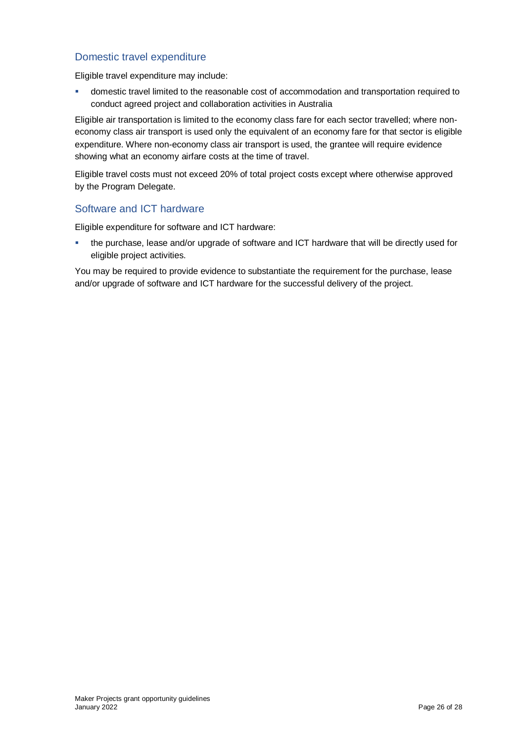### Domestic travel expenditure

Eligible travel expenditure may include:

- domestic travel limited to the reasonable cost of accommodation and transportation required to conduct agreed project and collaboration activities in Australia

Eligible air transportation is limited to the economy class fare for each sector travelled; where non-economy class air transport is used only the equivalent of an economy fare for that sector is eligible expenditure. Where non-economy class air transport is used, the grantee will require evidence showing what an economy airfare costs at the time of travel.

Eligible travel costs must not exceed 20% of total project costs except where otherwise approved by the Program Delegate.

### Software and ICT hardware

Eligible expenditure for software and ICT hardware:

- the purchase, lease and/or upgrade of software and ICT hardware that will be directly used for eligible project activities.

You may be required to provide evidence to substantiate the requirement for the purchase, lease and/or upgrade of software and ICT hardware for the successful delivery of the project.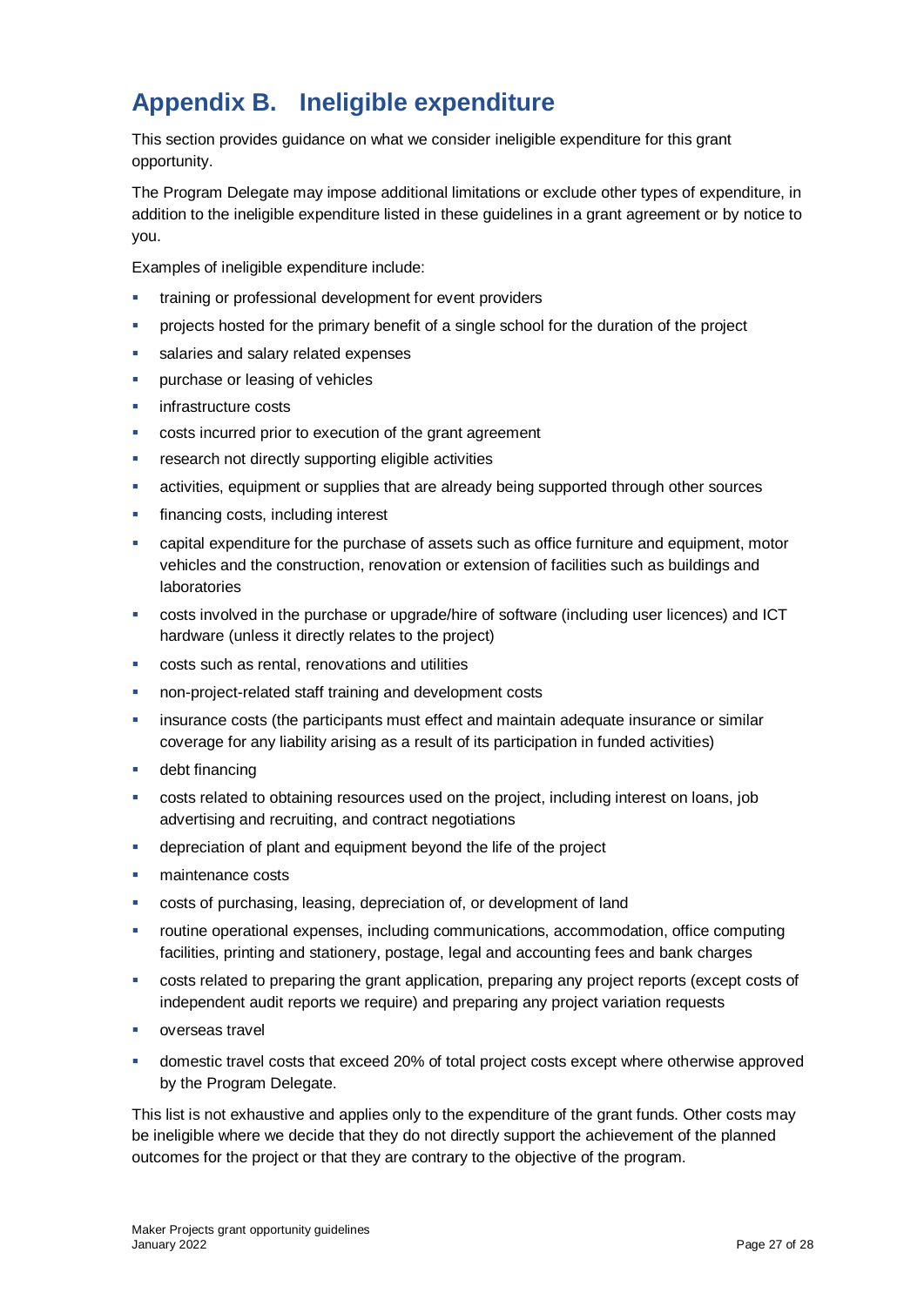# Appendix B. Ineligible expenditure

This section provides guidance on what we consider ineligible expenditure for this grant opportunity.

The Program Delegate may impose additional limitations or exclude other types of expenditure, in addition to the ineligible expenditure listed in these guidelines in a grant agreement or by notice to you.

Examples of ineligible expenditure include:

- training or professional development for event providers
- projects hosted for the primary benefit of a single school for the duration of the project
- salaries and salary related expenses
- purchase or leasing of vehicles
- infrastructure costs
- costs incurred prior to execution of the grant agreement
- research not directly supporting eligible activities
- activities, equipment or supplies that are already being supported through other sources
- financing costs, including interest
- capital expenditure for the purchase of assets such as office furniture and equipment, motor vehicles and the construction, renovation or extension of facilities such as buildings and laboratories
- costs involved in the purchase or upgrade/hire of software (including user licences) and ICT hardware (unless it directly relates to the project)
- costs such as rental, renovations and utilities
- non-project-related staff training and development costs
- insurance costs (the participants must effect and maintain adequate insurance or similar coverage for any liability arising as a result of its participation in funded activities)
- debt financing
- costs related to obtaining resources used on the project, including interest on loans, job advertising and recruiting, and contract negotiations
- depreciation of plant and equipment beyond the life of the project
- maintenance costs
- costs of purchasing, leasing, depreciation of, or development of land
- routine operational expenses, including communications, accommodation, office computing facilities, printing and stationery, postage, legal and accounting fees and bank charges
- costs related to preparing the grant application, preparing any project reports (except costs of independent audit reports we require) and preparing any project variation requests
- overseas travel
- domestic travel costs that exceed 20% of total project costs except where otherwise approved by the Program Delegate.

This list is not exhaustive and applies only to the expenditure of the grant funds. Other costs may be ineligible where we decide that they do not directly support the achievement of the planned outcomes for the project or that they are contrary to the objective of the program.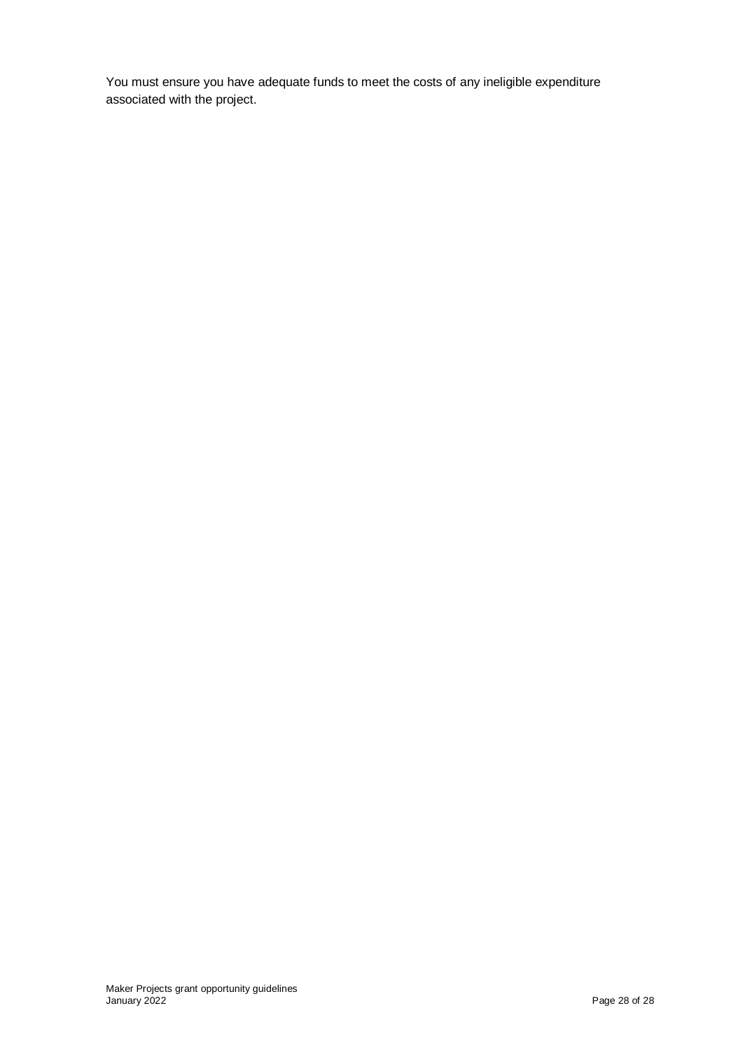You must ensure you have adequate funds to meet the costs of any ineligible expenditure associated with the project.